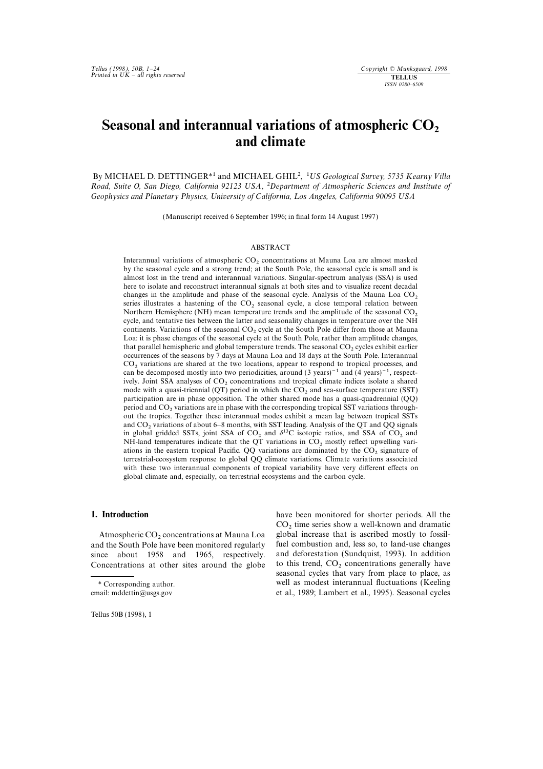# Seasonal and interannual variations of atmospheric $CO_2$ and climate

By MICHAEL D. DETTINGER*[1] and MICHAEL GHIL[2], [1]*US Geological Survey, 5735 Kearny Villa Road, Suite O, San Diego, California 92123 USA*, [2]*Department of Atmospheric Sciences and Institute of Geophysics and Planetary Physics, University of California, Los Angeles, California 90095 USA*

(Manuscript received 6 September 1996; in final form 14 August 1997)

## ABSTRACT

Interannual variations of atmospheric $CO_2$ concentrations at Mauna Loa are almost masked by the seasonal cycle and a strong trend; at the South Pole, the seasonal cycle is small and is almost lost in the trend and interannual variations. Singular-spectrum analysis (SSA) is used here to isolate and reconstruct interannual signals at both sites and to visualize recent decadal changes in the amplitude and phase of the seasonal cycle. Analysis of the Mauna Loa $CO_2$ series illustrates a hastening of the $CO_2$ seasonal cycle, a close temporal relation between Northern Hemisphere (NH) mean temperature trends and the amplitude of the seasonal $CO_2$ cycle, and tentative ties between the latter and seasonality changes in temperature over the NH continents. Variations of the seasonal $CO_2$ cycle at the South Pole differ from those at Mauna Loa: it is phase changes of the seasonal cycle at the South Pole, rather than amplitude changes, that parallel hemispheric and global temperature trends. The seasonal $CO_2$ cycles exhibit earlier occurrences of the seasons by 7 days at Mauna Loa and 18 days at the South Pole. Interannual $CO_2$ variations are shared at the two locations, appear to respond to tropical processes, and can be decomposed mostly into two periodicities, around $(3\ \text{years})^{-1}$ and $(4\ \text{years})^{-1}$, respectively. Joint SSA analyses of $CO_2$ concentrations and tropical climate indices isolate a shared mode with a quasi-triennial (QT) period in which the $CO_2$ and sea-surface temperature (SST) participation are in phase opposition. The other shared mode has a quasi-quadrennial (QQ) period and $CO_2$ variations are in phase with the corresponding tropical SST variations throughout the tropics. Together these interannual modes exhibit a mean lag between tropical SSTs and $CO_2$ variations of about 6–8 months, with SST leading. Analysis of the QT and QQ signals in global gridded SSTs, joint SSA of $CO_2$ and $\delta^{13}C$ isotopic ratios, and SSA of $CO_2$ and NH-land temperatures indicate that the QT variations in $CO_2$ mostly reflect upwelling variations in the eastern tropical Pacific. QQ variations are dominated by the $CO_2$ signature of terrestrial-ecosystem response to global QQ climate variations. Climate variations associated with these two interannual components of tropical variability have very different effects on global climate and, especially, on terrestrial ecosystems and the carbon cycle.

## 1. Introduction

Atmospheric $CO_2$ concentrations at Mauna Loa and the South Pole have been monitored regularly since about 1958 and 1965, respectively. Concentrations at other sites around the globe have been monitored for shorter periods. All the $CO_2$ time series show a well-known and dramatic global increase that is ascribed mostly to fossil-fuel combustion and, less so, to land-use changes and deforestation (Sundquist, 1993). In addition to this trend, $CO_2$ concentrations generally have seasonal cycles that vary from place to place, as well as modest interannual fluctuations (Keeling et al., 1989; Lambert et al., 1995). Seasonal cycles

---

\* Corresponding author.
email: mddettin@usgs.gov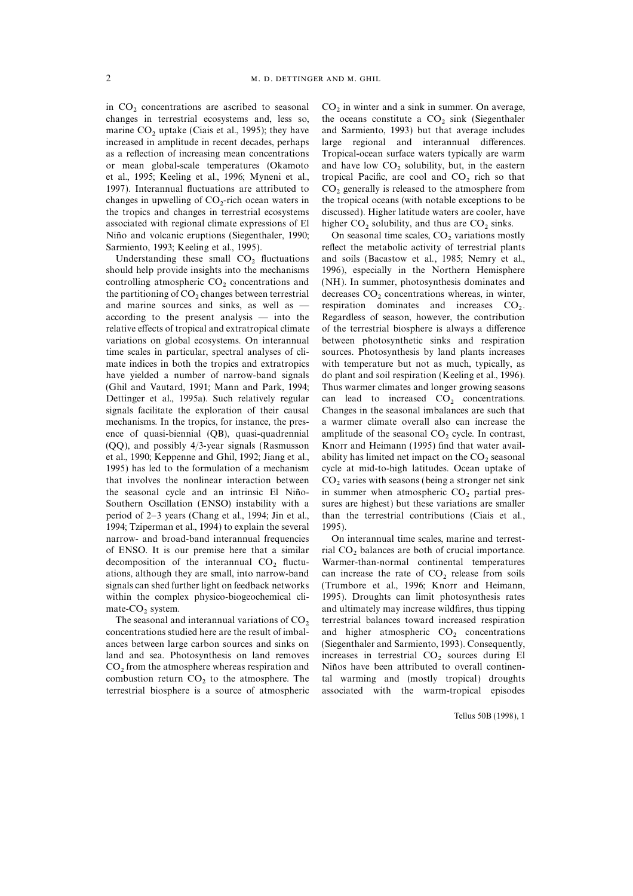in $CO_2$ concentrations are ascribed to seasonal changes in terrestrial ecosystems and, less so, marine $CO_2$ uptake (Ciais et al., 1995); they have increased in amplitude in recent decades, perhaps as a reflection of increasing mean concentrations or mean global-scale temperatures (Okamoto et al., 1995; Keeling et al., 1996; Myneni et al., 1997). Interannual fluctuations are attributed to changes in upwelling of $CO_2$-rich ocean waters in the tropics and changes in terrestrial ecosystems associated with regional climate expressions of El Niño and volcanic eruptions (Siegenthaler, 1990; Sarmiento, 1993; Keeling et al., 1995).

Understanding these small $CO_2$ fluctuations should help provide insights into the mechanisms controlling atmospheric $CO_2$ concentrations and the partitioning of $CO_2$ changes between terrestrial and marine sources and sinks, as well as — according to the present analysis — into the relative effects of tropical and extratropical climate variations on global ecosystems. On interannual time scales in particular, spectral analyses of climate indices in both the tropics and extratropics have yielded a number of narrow-band signals (Ghil and Vautard, 1991; Mann and Park, 1994; Dettinger et al., 1995a). Such relatively regular signals facilitate the exploration of their causal mechanisms. In the tropics, for instance, the presence of quasi-biennial (QB), quasi-quadrennial (QQ), and possibly 4/3-year signals (Rasmusson et al., 1990; Keppenne and Ghil, 1992; Jiang et al., 1995) has led to the formulation of a mechanism that involves the nonlinear interaction between the seasonal cycle and an intrinsic El Niño-Southern Oscillation (ENSO) instability with a period of 2–3 years (Chang et al., 1994; Jin et al., 1994; Tziperman et al., 1994) to explain the several narrow- and broad-band interannual frequencies of ENSO. It is our premise here that a similar decomposition of the interannual $CO_2$ fluctuations, although they are small, into narrow-band signals can shed further light on feedback networks within the complex physico-biogeochemical climate-$CO_2$ system.

The seasonal and interannual variations of $CO_2$ concentrations studied here are the result of imbalances between large carbon sources and sinks on land and sea. Photosynthesis on land removes $CO_2$ from the atmosphere whereas respiration and combustion return $CO_2$ to the atmosphere. The terrestrial biosphere is a source of atmospheric $CO_2$ in winter and a sink in summer. On average, the oceans constitute a $CO_2$ sink (Siegenthaler and Sarmiento, 1993) but that average includes large regional and interannual differences. Tropical-ocean surface waters typically are warm and have low $CO_2$ solubility, but, in the eastern tropical Pacific, are cool and $CO_2$ rich so that $CO_2$ generally is released to the atmosphere from the tropical oceans (with notable exceptions to be discussed). Higher latitude waters are cooler, have higher $CO_2$ solubility, and thus are $CO_2$ sinks.

On seasonal time scales, $CO_2$ variations mostly reflect the metabolic activity of terrestrial plants and soils (Bacastow et al., 1985; Nemry et al., 1996), especially in the Northern Hemisphere (NH). In summer, photosynthesis dominates and decreases $CO_2$ concentrations whereas, in winter, respiration dominates and increases $CO_2$. Regardless of season, however, the contribution of the terrestrial biosphere is always a difference between photosynthetic sinks and respiration sources. Photosynthesis by land plants increases with temperature but not as much, typically, as do plant and soil respiration (Keeling et al., 1996). Thus warmer climates and longer growing seasons can lead to increased $CO_2$ concentrations. Changes in the seasonal imbalances are such that a warmer climate overall also can increase the amplitude of the seasonal $CO_2$ cycle. In contrast, Knorr and Heimann (1995) find that water availability has limited net impact on the $CO_2$ seasonal cycle at mid-to-high latitudes. Ocean uptake of $CO_2$ varies with seasons (being a stronger net sink in summer when atmospheric $CO_2$ partial pressures are highest) but these variations are smaller than the terrestrial contributions (Ciais et al., 1995).

On interannual time scales, marine and terrestrial $CO_2$ balances are both of crucial importance. Warmer-than-normal continental temperatures can increase the rate of $CO_2$ release from soils (Trumbore et al., 1996; Knorr and Heimann, 1995). Droughts can limit photosynthesis rates and ultimately may increase wildfires, thus tipping terrestrial balances toward increased respiration and higher atmospheric $CO_2$ concentrations (Siegenthaler and Sarmiento, 1993). Consequently, increases in terrestrial $CO_2$ sources during El Niños have been attributed to overall continental warming and (mostly tropical) droughts associated with the warm-tropical episodes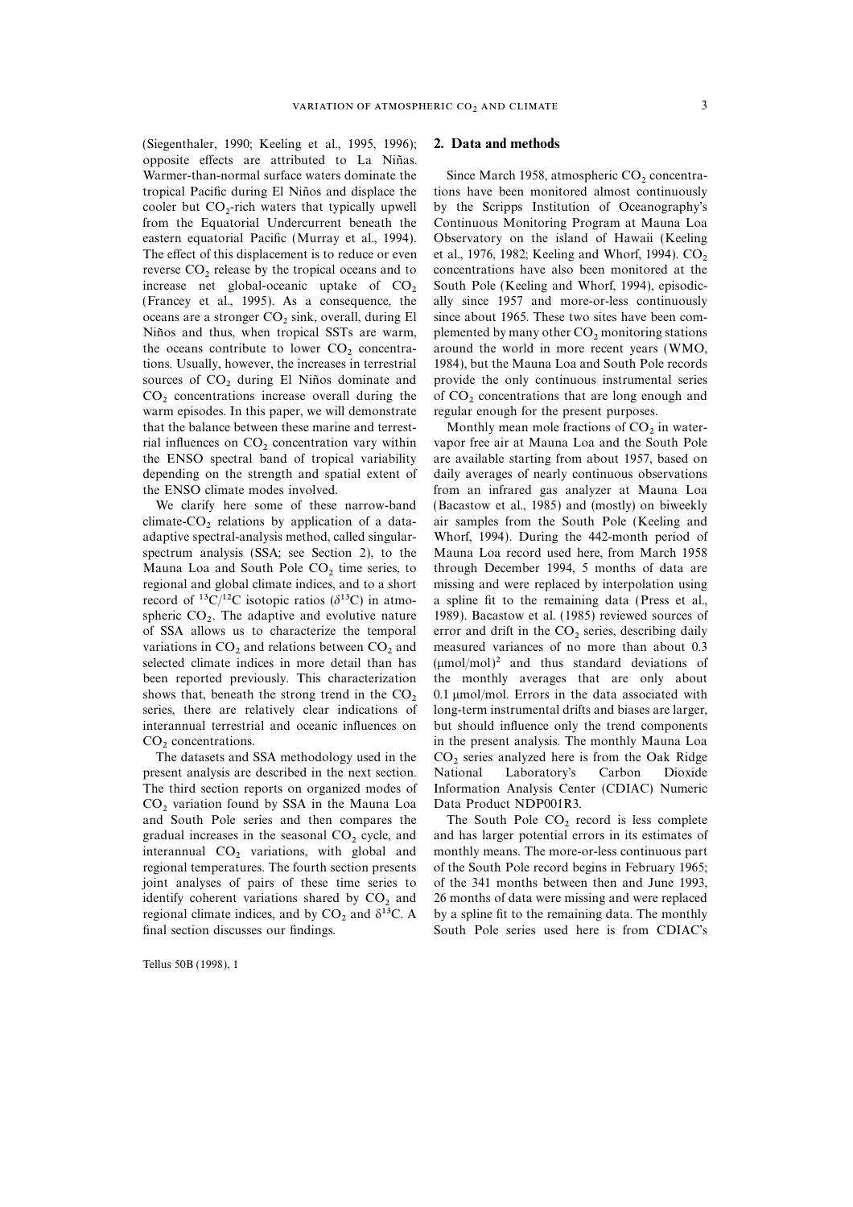(Siegenthaler, 1990; Keeling et al., 1995, 1996); opposite effects are attributed to La Niñas. Warmer-than-normal surface waters dominate the tropical Pacific during El Niños and displace the cooler but $CO_2$-rich waters that typically upwell from the Equatorial Undercurrent beneath the eastern equatorial Pacific (Murray et al., 1994). The effect of this displacement is to reduce or even reverse $CO_2$ release by the tropical oceans and to increase net global-oceanic uptake of $CO_2$ (Francey et al., 1995). As a consequence, the oceans are a stronger $CO_2$ sink, overall, during El Niños and thus, when tropical SSTs are warm, the oceans contribute to lower $CO_2$ concentrations. Usually, however, the increases in terrestrial sources of $CO_2$ during El Niños dominate and $CO_2$ concentrations increase overall during the warm episodes. In this paper, we will demonstrate that the balance between these marine and terrestrial influences on $CO_2$ concentration vary within the ENSO spectral band of tropical variability depending on the strength and spatial extent of the ENSO climate modes involved.

We clarify here some of these narrow-band climate-$CO_2$ relations by application of a data-adaptive spectral-analysis method, called singular-spectrum analysis (SSA; see Section 2), to the Mauna Loa and South Pole $CO_2$ time series, to regional and global climate indices, and to a short record of $^{13}C/^{12}C$ isotopic ratios ($\delta^{13}C$) in atmospheric $CO_2$. The adaptive and evolutive nature of SSA allows us to characterize the temporal variations in $CO_2$ and relations between $CO_2$ and selected climate indices in more detail than has been reported previously. This characterization shows that, beneath the strong trend in the $CO_2$ series, there are relatively clear indications of interannual terrestrial and oceanic influences on $CO_2$ concentrations.

The datasets and SSA methodology used in the present analysis are described in the next section. The third section reports on organized modes of $CO_2$ variation found by SSA in the Mauna Loa and South Pole series and then compares the gradual increases in the seasonal $CO_2$ cycle, and interannual $CO_2$ variations, with global and regional temperatures. The fourth section presents joint analyses of pairs of these time series to identify coherent variations shared by $CO_2$ and regional climate indices, and by $CO_2$ and $\delta^{13}C$. A final section discusses our findings.

## 2. Data and methods

Since March 1958, atmospheric $CO_2$ concentrations have been monitored almost continuously by the Scripps Institution of Oceanography's Continuous Monitoring Program at Mauna Loa Observatory on the island of Hawaii (Keeling et al., 1976, 1982; Keeling and Whorf, 1994). $CO_2$ concentrations have also been monitored at the South Pole (Keeling and Whorf, 1994), episodically since 1957 and more-or-less continuously since about 1965. These two sites have been complemented by many other $CO_2$ monitoring stations around the world in more recent years (WMO, 1984), but the Mauna Loa and South Pole records provide the only continuous instrumental series of $CO_2$ concentrations that are long enough and regular enough for the present purposes.

Monthly mean mole fractions of $CO_2$ in water-vapor free air at Mauna Loa and the South Pole are available starting from about 1957, based on daily averages of nearly continuous observations from an infrared gas analyzer at Mauna Loa (Bacastow et al., 1985) and (mostly) on biweekly air samples from the South Pole (Keeling and Whorf, 1994). During the 442-month period of the Mauna Loa record used here, from March 1958 through December 1994, 5 months of data are missing and were replaced by interpolation using a spline fit to the remaining data (Press et al., 1989). Bacastow et al. (1985) reviewed sources of error and drift in the $CO_2$ series, describing daily measured variances of no more than about 0.3 $(\mu mol/mol)^2$ and thus standard deviations of the monthly averages that are only about 0.1 μmol/mol. Errors in the data associated with long-term instrumental drifts and biases are larger, but should influence only the trend components in the present analysis. The monthly Mauna Loa $CO_2$ series analyzed here is from the Oak Ridge National Laboratory's Carbon Dioxide Information Analysis Center (CDIAC) Numeric Data Product NDP001R3.

The South Pole $CO_2$ record is less complete and has larger potential errors in its estimates of monthly means. The more-or-less continuous part of the South Pole record begins in February 1965; of the 341 months between then and June 1993, 26 months of data were missing and were replaced by a spline fit to the remaining data. The monthly South Pole series used here is from CDIAC's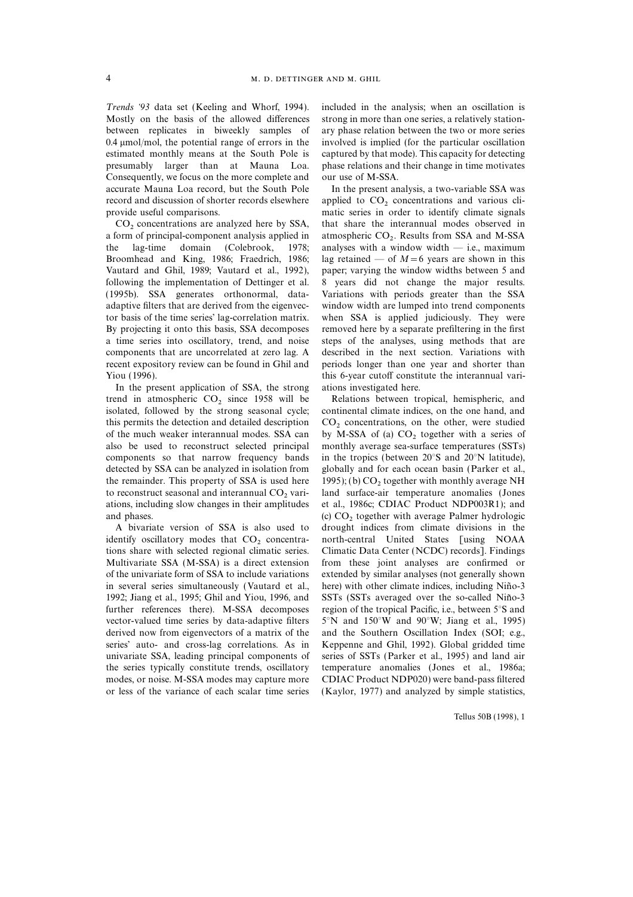*Trends '93* data set (Keeling and Whorf, 1994). Mostly on the basis of the allowed differences between replicates in biweekly samples of 0.4 μmol/mol, the potential range of errors in the estimated monthly means at the South Pole is presumably larger than at Mauna Loa. Consequently, we focus on the more complete and accurate Mauna Loa record, but the South Pole record and discussion of shorter records elsewhere provide useful comparisons.

$CO_2$ concentrations are analyzed here by SSA, a form of principal-component analysis applied in the lag-time domain (Colebrook, 1978; Broomhead and King, 1986; Fraedrich, 1986; Vautard and Ghil, 1989; Vautard et al., 1992), following the implementation of Dettinger et al. (1995b). SSA generates orthonormal, data-adaptive filters that are derived from the eigenvector basis of the time series' lag-correlation matrix. By projecting it onto this basis, SSA decomposes a time series into oscillatory, trend, and noise components that are uncorrelated at zero lag. A recent expository review can be found in Ghil and Yiou (1996).

In the present application of SSA, the strong trend in atmospheric $CO_2$ since 1958 will be isolated, followed by the strong seasonal cycle; this permits the detection and detailed description of the much weaker interannual modes. SSA can also be used to reconstruct selected principal components so that narrow frequency bands detected by SSA can be analyzed in isolation from the remainder. This property of SSA is used here to reconstruct seasonal and interannual $CO_2$ variations, including slow changes in their amplitudes and phases.

A bivariate version of SSA is also used to identify oscillatory modes that $CO_2$ concentrations share with selected regional climatic series. Multivariate SSA (M-SSA) is a direct extension of the univariate form of SSA to include variations in several series simultaneously (Vautard et al., 1992; Jiang et al., 1995; Ghil and Yiou, 1996, and further references there). M-SSA decomposes vector-valued time series by data-adaptive filters derived now from eigenvectors of a matrix of the series' auto- and cross-lag correlations. As in univariate SSA, leading principal components of the series typically constitute trends, oscillatory modes, or noise. M-SSA modes may capture more or less of the variance of each scalar time series included in the analysis; when an oscillation is strong in more than one series, a relatively stationary phase relation between the two or more series involved is implied (for the particular oscillation captured by that mode). This capacity for detecting phase relations and their change in time motivates our use of M-SSA.

In the present analysis, a two-variable SSA was applied to $CO_2$ concentrations and various climatic series in order to identify climate signals that share the interannual modes observed in atmospheric $CO_2$. Results from SSA and M-SSA analyses with a window width — i.e., maximum lag retained — of $M = 6$ years are shown in this paper; varying the window widths between 5 and 8 years did not change the major results. Variations with periods greater than the SSA window width are lumped into trend components when SSA is applied judiciously. They were removed here by a separate prefiltering in the first steps of the analyses, using methods that are described in the next section. Variations with periods longer than one year and shorter than this 6-year cutoff constitute the interannual variations investigated here.

Relations between tropical, hemispheric, and continental climate indices, on the one hand, and $CO_2$ concentrations, on the other, were studied by M-SSA of (a) $CO_2$ together with a series of monthly average sea-surface temperatures (SSTs) in the tropics (between 20°S and 20°N latitude), globally and for each ocean basin (Parker et al., 1995); (b) $CO_2$ together with monthly average NH land surface-air temperature anomalies (Jones et al., 1986c; CDIAC Product NDP003R1); and (c) $CO_2$ together with average Palmer hydrologic drought indices from climate divisions in the north-central United States [using NOAA Climatic Data Center (NCDC) records]. Findings from these joint analyses are confirmed or extended by similar analyses (not generally shown here) with other climate indices, including Niño-3 SSTs (SSTs averaged over the so-called Niño-3 region of the tropical Pacific, i.e., between 5°S and 5°N and 150°W and 90°W; Jiang et al., 1995) and the Southern Oscillation Index (SOI; e.g., Keppenne and Ghil, 1992). Global gridded time series of SSTs (Parker et al., 1995) and land air temperature anomalies (Jones et al., 1986a; CDIAC Product NDP020) were band-pass filtered (Kaylor, 1977) and analyzed by simple statistics,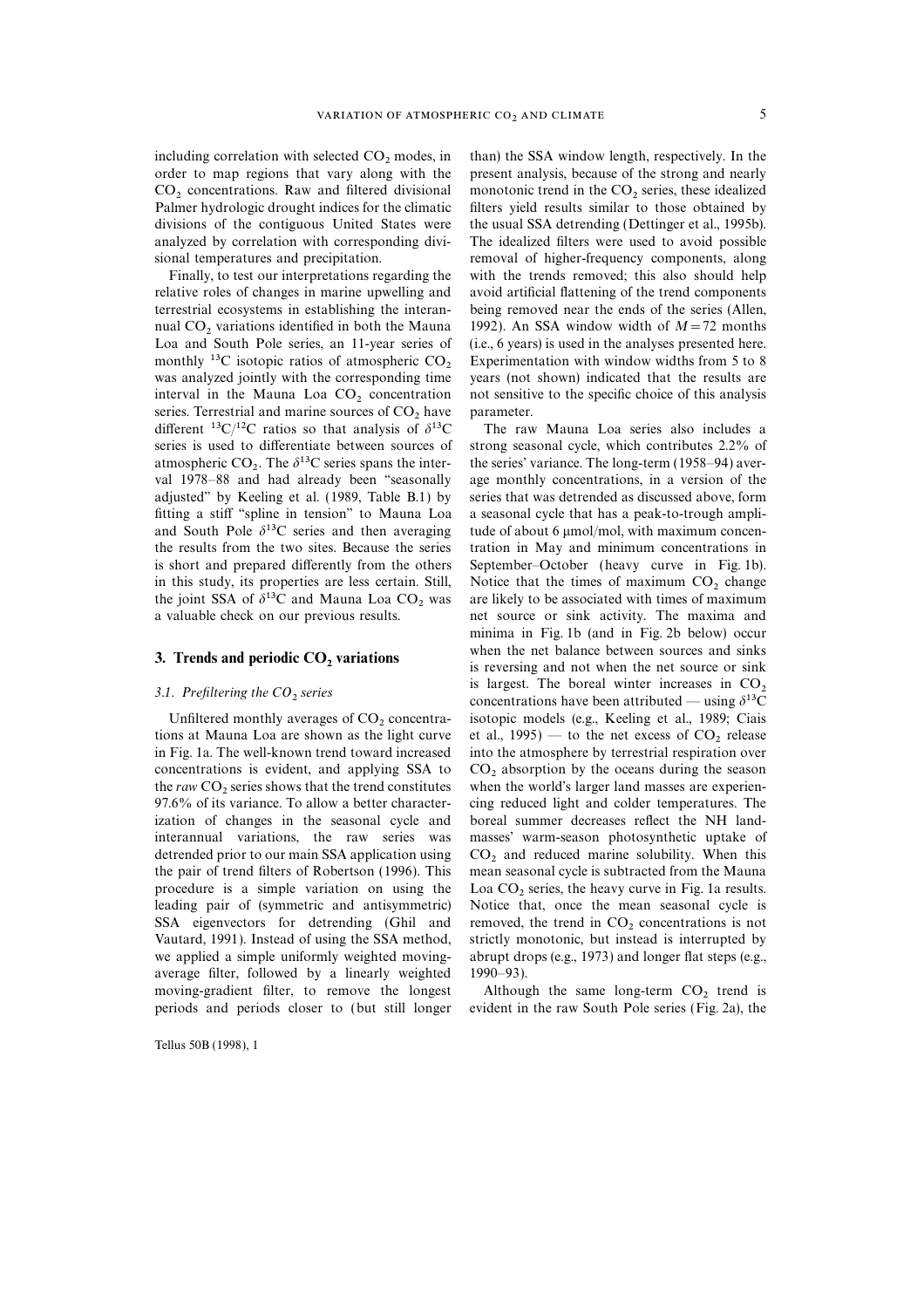including correlation with selected $CO_2$ modes, in order to map regions that vary along with the $CO_2$ concentrations. Raw and filtered divisional Palmer hydrologic drought indices for the climatic divisions of the contiguous United States were analyzed by correlation with corresponding divisional temperatures and precipitation.

Finally, to test our interpretations regarding the relative roles of changes in marine upwelling and terrestrial ecosystems in establishing the interannual $CO_2$ variations identified in both the Mauna Loa and South Pole series, an 11-year series of monthly $^{13}C$ isotopic ratios of atmospheric $CO_2$ was analyzed jointly with the corresponding time interval in the Mauna Loa $CO_2$ concentration series. Terrestrial and marine sources of $CO_2$ have different $^{13}C/^{12}C$ ratios so that analysis of $\delta^{13}C$ series is used to differentiate between sources of atmospheric $CO_2$. The $\delta^{13}C$ series spans the interval 1978–88 and had already been "seasonally adjusted" by Keeling et al. (1989, Table B.1) by fitting a stiff "spline in tension" to Mauna Loa and South Pole $\delta^{13}C$ series and then averaging the results from the two sites. Because the series is short and prepared differently from the others in this study, its properties are less certain. Still, the joint SSA of $\delta^{13}C$ and Mauna Loa $CO_2$ was a valuable check on our previous results.

## 3. Trends and periodic $CO_2$ variations

### *3.1. Prefiltering the $CO_2$ series*

Unfiltered monthly averages of $CO_2$ concentrations at Mauna Loa are shown as the light curve in Fig. 1a. The well-known trend toward increased concentrations is evident, and applying SSA to the *raw* $CO_2$ series shows that the trend constitutes 97.6% of its variance. To allow a better characterization of changes in the seasonal cycle and interannual variations, the raw series was detrended prior to our main SSA application using the pair of trend filters of Robertson (1996). This procedure is a simple variation on using the leading pair of (symmetric and antisymmetric) SSA eigenvectors for detrending (Ghil and Vautard, 1991). Instead of using the SSA method, we applied a simple uniformly weighted moving-average filter, followed by a linearly weighted moving-gradient filter, to remove the longest periods and periods closer to (but still longer than) the SSA window length, respectively. In the present analysis, because of the strong and nearly monotonic trend in the $CO_2$ series, these idealized filters yield results similar to those obtained by the usual SSA detrending (Dettinger et al., 1995b). The idealized filters were used to avoid possible removal of higher-frequency components, along with the trends removed; this also should help avoid artificial flattening of the trend components being removed near the ends of the series (Allen, 1992). An SSA window width of $M = 72$ months (i.e., 6 years) is used in the analyses presented here. Experimentation with window widths from 5 to 8 years (not shown) indicated that the results are not sensitive to the specific choice of this analysis parameter.

The raw Mauna Loa series also includes a strong seasonal cycle, which contributes 2.2% of the series' variance. The long-term (1958–94) average monthly concentrations, in a version of the series that was detrended as discussed above, form a seasonal cycle that has a peak-to-trough amplitude of about 6 µmol/mol, with maximum concentration in May and minimum concentrations in September–October (heavy curve in Fig. 1b). Notice that the times of maximum $CO_2$ change are likely to be associated with times of maximum net source or sink activity. The maxima and minima in Fig. 1b (and in Fig. 2b below) occur when the net balance between sources and sinks is reversing and not when the net source or sink is largest. The boreal winter increases in $CO_2$ concentrations have been attributed — using $\delta^{13}C$ isotopic models (e.g., Keeling et al., 1989; Ciais et al., 1995) — to the net excess of $CO_2$ release into the atmosphere by terrestrial respiration over $CO_2$ absorption by the oceans during the season when the world's larger land masses are experiencing reduced light and colder temperatures. The boreal summer decreases reflect the NH land-masses' warm-season photosynthetic uptake of $CO_2$ and reduced marine solubility. When this mean seasonal cycle is subtracted from the Mauna Loa $CO_2$ series, the heavy curve in Fig. 1a results. Notice that, once the mean seasonal cycle is removed, the trend in $CO_2$ concentrations is not strictly monotonic, but instead is interrupted by abrupt drops (e.g., 1973) and longer flat steps (e.g., 1990–93).

Although the same long-term $CO_2$ trend is evident in the raw South Pole series (Fig. 2a), the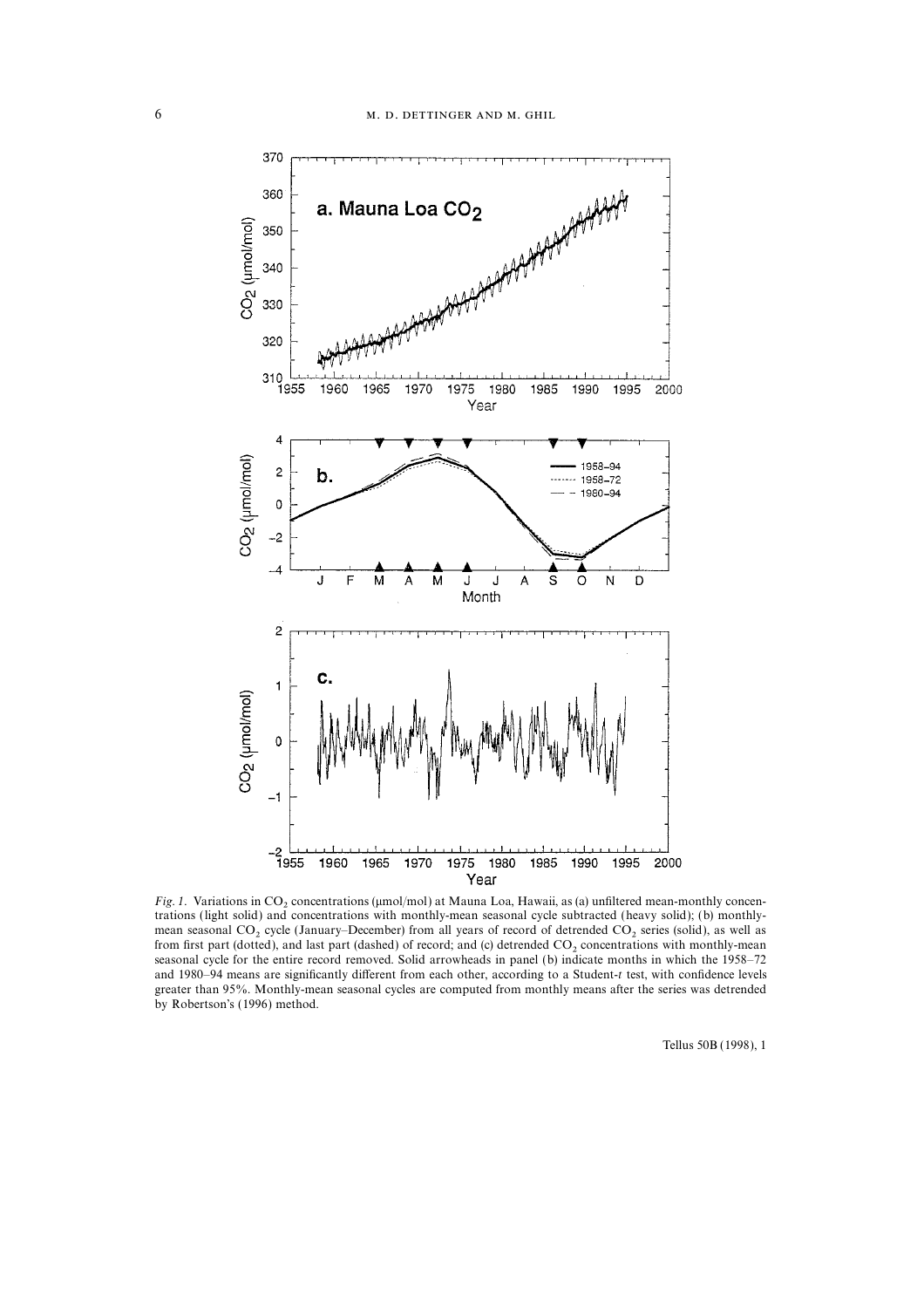*Fig. 1.* Variations in $CO_2$ concentrations (μmol/mol) at Mauna Loa, Hawaii, as (a) unfiltered mean-monthly concentrations (light solid) and concentrations with monthly-mean seasonal cycle subtracted (heavy solid); (b) monthly-mean seasonal $CO_2$ cycle (January–December) from all years of record of detrended $CO_2$ series (solid), as well as from first part (dotted), and last part (dashed) of record; and (c) detrended $CO_2$ concentrations with monthly-mean seasonal cycle for the entire record removed. Solid arrowheads in panel (b) indicate months in which the 1958–72 and 1980–94 means are significantly different from each other, according to a Student-*t* test, with confidence levels greater than 95%. Monthly-mean seasonal cycles are computed from monthly means after the series was detrended by Robertson's (1996) method.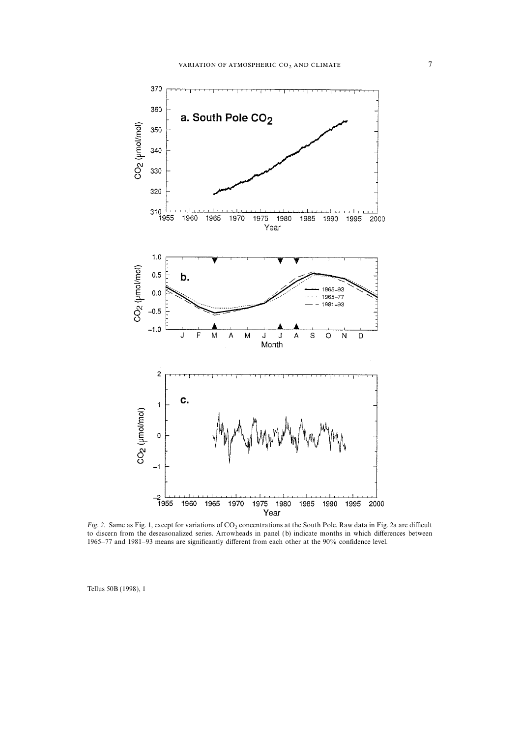*Fig. 2.* Same as Fig. 1, except for variations of $CO_2$ concentrations at the South Pole. Raw data in Fig. 2a are difficult to discern from the deseasonalized series. Arrowheads in panel (b) indicate months in which differences between 1965–77 and 1981–93 means are significantly different from each other at the 90% confidence level.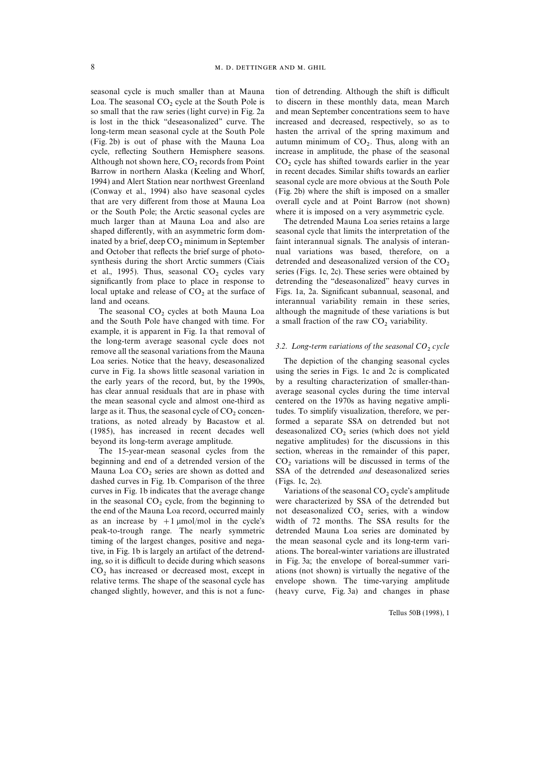seasonal cycle is much smaller than at Mauna Loa. The seasonal $CO_2$ cycle at the South Pole is so small that the raw series (light curve) in Fig. 2a is lost in the thick "deseasonalized" curve. The long-term mean seasonal cycle at the South Pole (Fig. 2b) is out of phase with the Mauna Loa cycle, reflecting Southern Hemisphere seasons. Although not shown here, $CO_2$ records from Point Barrow in northern Alaska (Keeling and Whorf, 1994) and Alert Station near northwest Greenland (Conway et al., 1994) also have seasonal cycles that are very different from those at Mauna Loa or the South Pole; the Arctic seasonal cycles are much larger than at Mauna Loa and also are shaped differently, with an asymmetric form dominated by a brief, deep $CO_2$ minimum in September and October that reflects the brief surge of photosynthesis during the short Arctic summers (Ciais et al., 1995). Thus, seasonal $CO_2$ cycles vary significantly from place to place in response to local uptake and release of $CO_2$ at the surface of land and oceans.

The seasonal $CO_2$ cycles at both Mauna Loa and the South Pole have changed with time. For example, it is apparent in Fig. 1a that removal of the long-term average seasonal cycle does not remove all the seasonal variations from the Mauna Loa series. Notice that the heavy, deseasonalized curve in Fig. 1a shows little seasonal variation in the early years of the record, but, by the 1990s, has clear annual residuals that are in phase with the mean seasonal cycle and almost one-third as large as it. Thus, the seasonal cycle of $CO_2$ concentrations, as noted already by Bacastow et al. (1985), has increased in recent decades well beyond its long-term average amplitude.

The 15-year-mean seasonal cycles from the beginning and end of a detrended version of the Mauna Loa $CO_2$ series are shown as dotted and dashed curves in Fig. 1b. Comparison of the three curves in Fig. 1b indicates that the average change in the seasonal $CO_2$ cycle, from the beginning to the end of the Mauna Loa record, occurred mainly as an increase by $+1$ μmol/mol in the cycle's peak-to-trough range. The nearly symmetric timing of the largest changes, positive and negative, in Fig. 1b is largely an artifact of the detrending, so it is difficult to decide during which seasons $CO_2$ has increased or decreased most, except in relative terms. The shape of the seasonal cycle has changed slightly, however, and this is not a function of detrending. Although the shift is difficult to discern in these monthly data, mean March and mean September concentrations seem to have increased and decreased, respectively, so as to hasten the arrival of the spring maximum and autumn minimum of $CO_2$. Thus, along with an increase in amplitude, the phase of the seasonal $CO_2$ cycle has shifted towards earlier in the year in recent decades. Similar shifts towards an earlier seasonal cycle are more obvious at the South Pole (Fig. 2b) where the shift is imposed on a smaller overall cycle and at Point Barrow (not shown) where it is imposed on a very asymmetric cycle.

The detrended Mauna Loa series retains a large seasonal cycle that limits the interpretation of the faint interannual signals. The analysis of interannual variations was based, therefore, on a detrended and deseasonalized version of the $CO_2$ series (Figs. 1c, 2c). These series were obtained by detrending the "deseasonalized" heavy curves in Figs. 1a, 2a. Significant subannual, seasonal, and interannual variability remain in these series, although the magnitude of these variations is but a small fraction of the raw $CO_2$ variability.

### 3.2. *Long-term variations of the seasonal $CO_2$ cycle*

The depiction of the changing seasonal cycles using the series in Figs. 1c and 2c is complicated by a resulting characterization of smaller-than-average seasonal cycles during the time interval centered on the 1970s as having negative amplitudes. To simplify visualization, therefore, we performed a separate SSA on detrended but not deseasonalized $CO_2$ series (which does not yield negative amplitudes) for the discussions in this section, whereas in the remainder of this paper, $CO_2$ variations will be discussed in terms of the SSA of the detrended *and* deseasonalized series (Figs. 1c, 2c).

Variations of the seasonal $CO_2$ cycle's amplitude were characterized by SSA of the detrended but not deseasonalized $CO_2$ series, with a window width of 72 months. The SSA results for the detrended Mauna Loa series are dominated by the mean seasonal cycle and its long-term variations. The boreal-winter variations are illustrated in Fig. 3a; the envelope of boreal-summer variations (not shown) is virtually the negative of the envelope shown. The time-varying amplitude (heavy curve, Fig. 3a) and changes in phase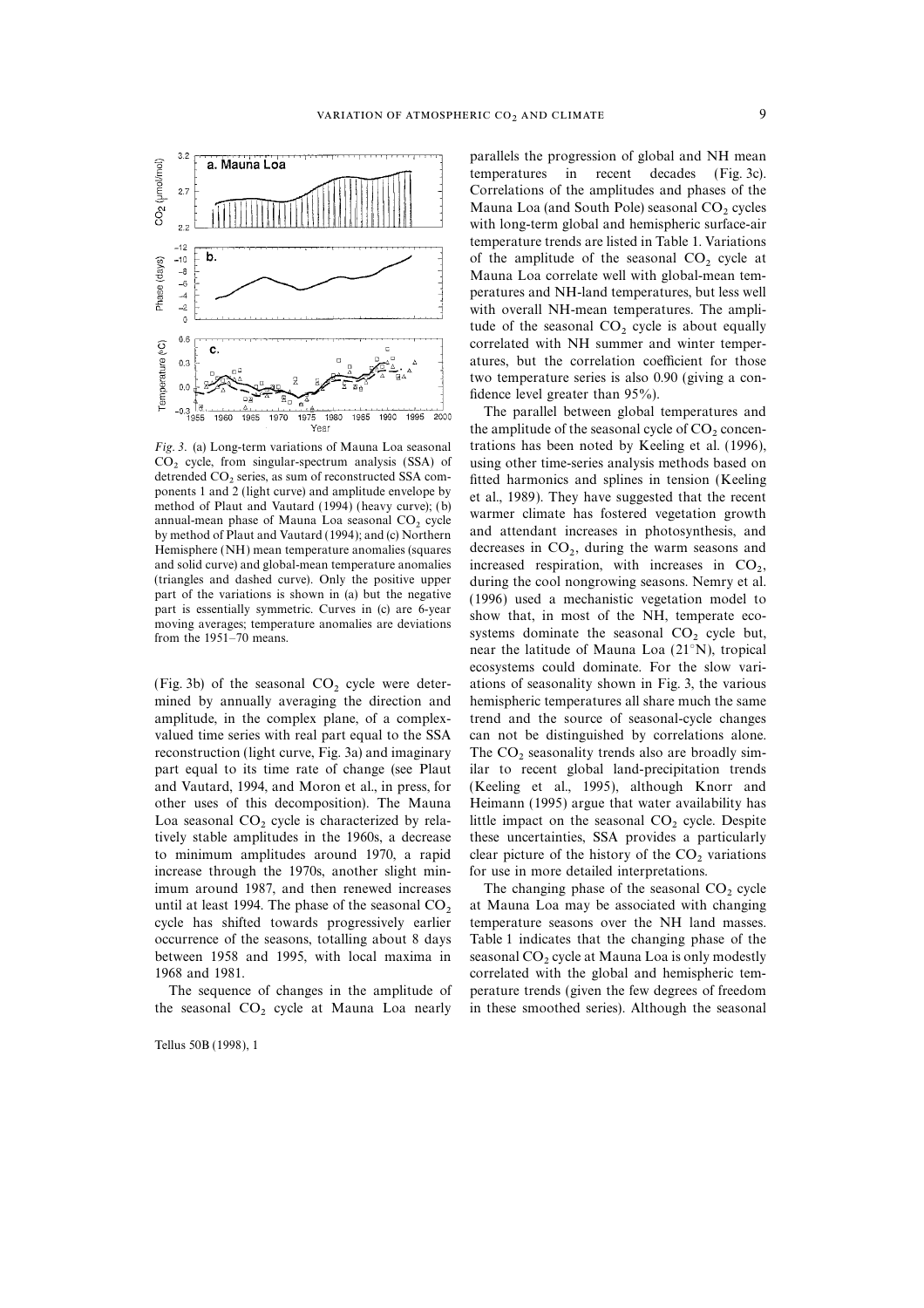*Fig. 3.* (a) Long-term variations of Mauna Loa seasonal $CO_2$ cycle, from singular-spectrum analysis (SSA) of detrended $CO_2$ series, as sum of reconstructed SSA components 1 and 2 (light curve) and amplitude envelope by method of Plaut and Vautard (1994) (heavy curve); (b) annual-mean phase of Mauna Loa seasonal $CO_2$ cycle by method of Plaut and Vautard (1994); and (c) Northern Hemisphere (NH) mean temperature anomalies (squares and solid curve) and global-mean temperature anomalies (triangles and dashed curve). Only the positive upper part of the variations is shown in (a) but the negative part is essentially symmetric. Curves in (c) are 6-year moving averages; temperature anomalies are deviations from the 1951–70 means.

(Fig. 3b) of the seasonal $CO_2$ cycle were determined by annually averaging the direction and amplitude, in the complex plane, of a complex-valued time series with real part equal to the SSA reconstruction (light curve, Fig. 3a) and imaginary part equal to its time rate of change (see Plaut and Vautard, 1994, and Moron et al., in press, for other uses of this decomposition). The Mauna Loa seasonal $CO_2$ cycle is characterized by relatively stable amplitudes in the 1960s, a decrease to minimum amplitudes around 1970, a rapid increase through the 1970s, another slight minimum around 1987, and then renewed increases until at least 1994. The phase of the seasonal $CO_2$ cycle has shifted towards progressively earlier occurrence of the seasons, totalling about 8 days between 1958 and 1995, with local maxima in 1968 and 1981.

The sequence of changes in the amplitude of the seasonal $CO_2$ cycle at Mauna Loa nearly parallels the progression of global and NH mean temperatures in recent decades (Fig. 3c). Correlations of the amplitudes and phases of the Mauna Loa (and South Pole) seasonal $CO_2$ cycles with long-term global and hemispheric surface-air temperature trends are listed in Table 1. Variations of the amplitude of the seasonal $CO_2$ cycle at Mauna Loa correlate well with global-mean temperatures and NH-land temperatures, but less well with overall NH-mean temperatures. The amplitude of the seasonal $CO_2$ cycle is about equally correlated with NH summer and winter temperatures, but the correlation coefficient for those two temperature series is also 0.90 (giving a confidence level greater than 95%).

The parallel between global temperatures and the amplitude of the seasonal cycle of $CO_2$ concentrations has been noted by Keeling et al. (1996), using other time-series analysis methods based on fitted harmonics and splines in tension (Keeling et al., 1989). They have suggested that the recent warmer climate has fostered vegetation growth and attendant increases in photosynthesis, and decreases in $CO_2$, during the warm seasons and increased respiration, with increases in $CO_2$, during the cool nongrowing seasons. Nemry et al. (1996) used a mechanistic vegetation model to show that, in most of the NH, temperate ecosystems dominate the seasonal $CO_2$ cycle but, near the latitude of Mauna Loa (21°N), tropical ecosystems could dominate. For the slow variations of seasonality shown in Fig. 3, the various hemispheric temperatures all share much the same trend and the source of seasonal-cycle changes can not be distinguished by correlations alone. The $CO_2$ seasonality trends also are broadly similar to recent global land-precipitation trends (Keeling et al., 1995), although Knorr and Heimann (1995) argue that water availability has little impact on the seasonal $CO_2$ cycle. Despite these uncertainties, SSA provides a particularly clear picture of the history of the $CO_2$ variations for use in more detailed interpretations.

The changing phase of the seasonal $CO_2$ cycle at Mauna Loa may be associated with changing temperature seasons over the NH land masses. Table 1 indicates that the changing phase of the seasonal $CO_2$ cycle at Mauna Loa is only modestly correlated with the global and hemispheric temperature trends (given the few degrees of freedom in these smoothed series). Although the seasonal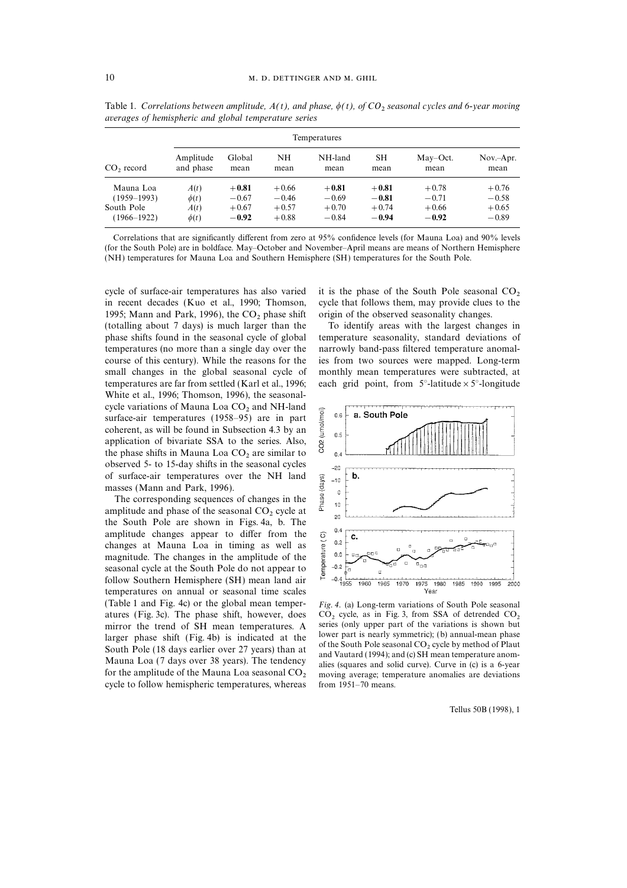Table 1. *Correlations between amplitude, $A(t)$, and phase, $\phi(t)$, of $CO_2$ seasonal cycles and 6-year moving averages of hemispheric and global temperature series*

| | Temperatures | | | | | | |
|---|---|---|---|---|---|---|---|
| $CO_2$ record | Amplitude and phase | Global mean | NH mean | NH-land mean | SH mean | May–Oct. mean | Nov.–Apr. mean |
| Mauna Loa | $A(t)$ | **+0.81** | +0.66 | **+0.81** | **+0.81** | +0.78 | +0.76 |
| (1959–1993) | $\phi(t)$ | −0.67 | −0.46 | −0.69 | **−0.81** | −0.71 | −0.58 |
| South Pole | $A(t)$ | +0.67 | +0.57 | +0.70 | +0.74 | +0.66 | +0.65 |
| (1966–1922) | $\phi(t)$ | **−0.92** | +0.88 | −0.84 | **−0.94** | **−0.92** | −0.89 |

Correlations that are significantly different from zero at 95% confidence levels (for Mauna Loa) and 90% levels (for the South Pole) are in boldface. May–October and November–April means are means of Northern Hemisphere (NH) temperatures for Mauna Loa and Southern Hemisphere (SH) temperatures for the South Pole.

cycle of surface-air temperatures has also varied in recent decades (Kuo et al., 1990; Thomson, 1995; Mann and Park, 1996), the $CO_2$ phase shift (totalling about 7 days) is much larger than the phase shifts found in the seasonal cycle of global temperatures (no more than a single day over the course of this century). While the reasons for the small changes in the global seasonal cycle of temperatures are far from settled (Karl et al., 1996; White et al., 1996; Thomson, 1996), the seasonal-cycle variations of Mauna Loa $CO_2$ and NH-land surface-air temperatures (1958–95) are in part coherent, as will be found in Subsection 4.3 by an application of bivariate SSA to the series. Also, the phase shifts in Mauna Loa $CO_2$ are similar to observed 5- to 15-day shifts in the seasonal cycles of surface-air temperatures over the NH land masses (Mann and Park, 1996).

The corresponding sequences of changes in the amplitude and phase of the seasonal $CO_2$ cycle at the South Pole are shown in Figs. 4a, b. The amplitude changes appear to differ from the changes at Mauna Loa in timing as well as magnitude. The changes in the amplitude of the seasonal cycle at the South Pole do not appear to follow Southern Hemisphere (SH) mean land air temperatures on annual or seasonal time scales (Table 1 and Fig. 4c) or the global mean temperatures (Fig. 3c). The phase shift, however, does mirror the trend of SH mean temperatures. A larger phase shift (Fig. 4b) is indicated at the South Pole (18 days earlier over 27 years) than at Mauna Loa (7 days over 38 years). The tendency for the amplitude of the Mauna Loa seasonal $CO_2$ cycle to follow hemispheric temperatures, whereas it is the phase of the South Pole seasonal $CO_2$ cycle that follows them, may provide clues to the origin of the observed seasonality changes.

To identify areas with the largest changes in temperature seasonality, standard deviations of narrowly band-pass filtered temperature anomalies from two sources were mapped. Long-term monthly mean temperatures were subtracted, at each grid point, from 5°-latitude × 5°-longitude

*Fig. 4.* (a) Long-term variations of South Pole seasonal $CO_2$ cycle, as in Fig. 3, from SSA of detrended $CO_2$ series (only upper part of the variations is shown but lower part is nearly symmetric); (b) annual-mean phase of the South Pole seasonal $CO_2$ cycle by method of Plaut and Vautard (1994); and (c) SH mean temperature anomalies (squares and solid curve). Curve in (c) is a 6-year moving average; temperature anomalies are deviations from 1951–70 means.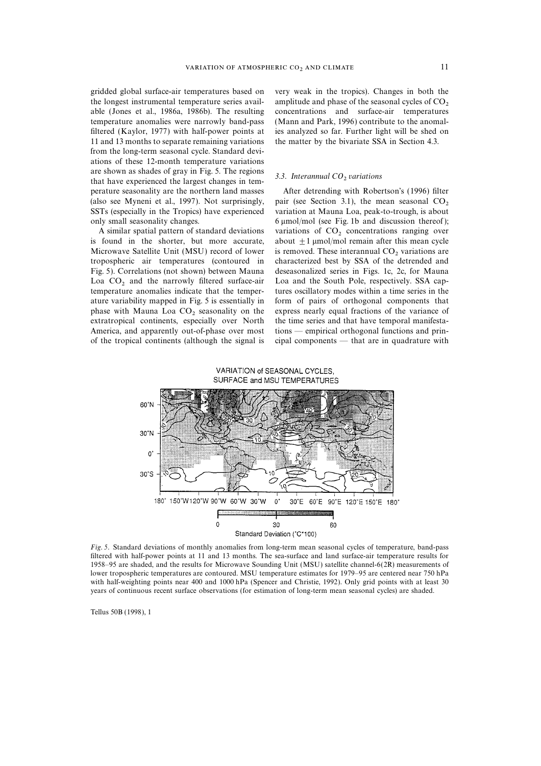gridded global surface-air temperatures based on the longest instrumental temperature series available (Jones et al., 1986a, 1986b). The resulting temperature anomalies were narrowly band-pass filtered (Kaylor, 1977) with half-power points at 11 and 13 months to separate remaining variations from the long-term seasonal cycle. Standard deviations of these 12-month temperature variations are shown as shades of gray in Fig. 5. The regions that have experienced the largest changes in temperature seasonality are the northern land masses (also see Myneni et al., 1997). Not surprisingly, SSTs (especially in the Tropics) have experienced only small seasonality changes.

A similar spatial pattern of standard deviations is found in the shorter, but more accurate, Microwave Satellite Unit (MSU) record of lower tropospheric air temperatures (contoured in Fig. 5). Correlations (not shown) between Mauna Loa $CO_2$ and the narrowly filtered surface-air temperature anomalies indicate that the temperature variability mapped in Fig. 5 is essentially in phase with Mauna Loa $CO_2$ seasonality on the extratropical continents, especially over North America, and apparently out-of-phase over most of the tropical continents (although the signal is very weak in the tropics). Changes in both the amplitude and phase of the seasonal cycles of $CO_2$ concentrations and surface-air temperatures (Mann and Park, 1996) contribute to the anomalies analyzed so far. Further light will be shed on the matter by the bivariate SSA in Section 4.3.

### 3.3. *Interannual $CO_2$ variations*

After detrending with Robertson's (1996) filter pair (see Section 3.1), the mean seasonal $CO_2$ variation at Mauna Loa, peak-to-trough, is about 6 μmol/mol (see Fig. 1b and discussion thereof); variations of $CO_2$ concentrations ranging over about $\pm 1$ μmol/mol remain after this mean cycle is removed. These interannual $CO_2$ variations are characterized best by SSA of the detrended and deseasonalized series in Figs. 1c, 2c, for Mauna Loa and the South Pole, respectively. SSA captures oscillatory modes within a time series in the form of pairs of orthogonal components that express nearly equal fractions of the variance of the time series and that have temporal manifestations — empirical orthogonal functions and principal components — that are in quadrature with

*Fig. 5.* Standard deviations of monthly anomalies from long-term mean seasonal cycles of temperature, band-pass filtered with half-power points at 11 and 13 months. The sea-surface and land surface-air temperature results for 1958–95 are shaded, and the results for Microwave Sounding Unit (MSU) satellite channel-6(2R) measurements of lower tropospheric temperatures are contoured. MSU temperature estimates for 1979–95 are centered near 750 hPa with half-weighting points near 400 and 1000 hPa (Spencer and Christie, 1992). Only grid points with at least 30 years of continuous recent surface observations (for estimation of long-term mean seasonal cycles) are shaded.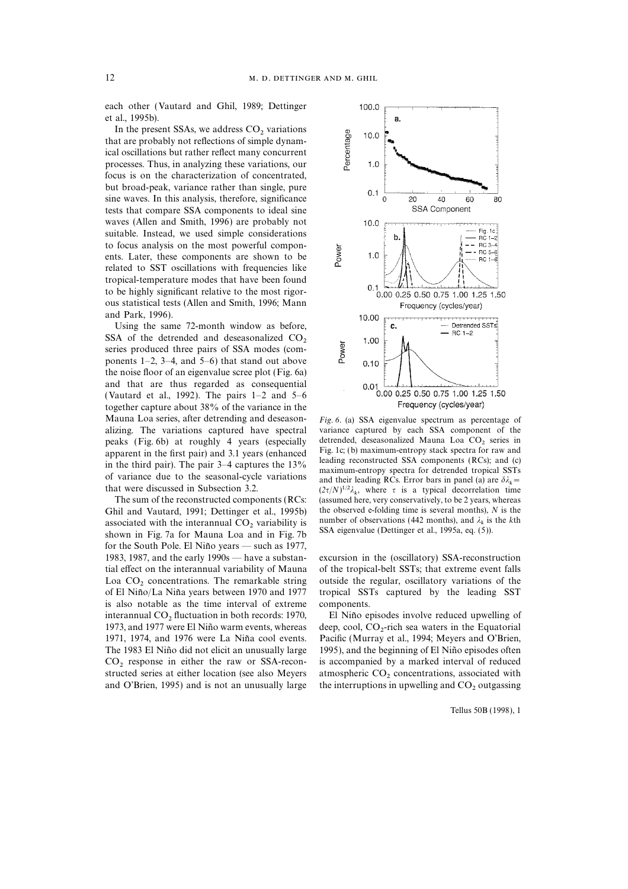each other (Vautard and Ghil, 1989; Dettinger et al., 1995b).

In the present SSAs, we address $CO_2$ variations that are probably not reflections of simple dynamical oscillations but rather reflect many concurrent processes. Thus, in analyzing these variations, our focus is on the characterization of concentrated, but broad-peak, variance rather than single, pure sine waves. In this analysis, therefore, significance tests that compare SSA components to ideal sine waves (Allen and Smith, 1996) are probably not suitable. Instead, we used simple considerations to focus analysis on the most powerful components. Later, these components are shown to be related to SST oscillations with frequencies like tropical-temperature modes that have been found to be highly significant relative to the most rigorous statistical tests (Allen and Smith, 1996; Mann and Park, 1996).

Using the same 72-month window as before, SSA of the detrended and deseasonalized $CO_2$ series produced three pairs of SSA modes (components 1–2, 3–4, and 5–6) that stand out above the noise floor of an eigenvalue scree plot (Fig. 6a) and that are thus regarded as consequential (Vautard et al., 1992). The pairs 1–2 and 5–6 together capture about 38% of the variance in the Mauna Loa series, after detrending and deseasonalizing. The variations captured have spectral peaks (Fig. 6b) at roughly 4 years (especially apparent in the first pair) and 3.1 years (enhanced in the third pair). The pair 3–4 captures the 13% of variance due to the seasonal-cycle variations that were discussed in Subsection 3.2.

The sum of the reconstructed components (RCs: Ghil and Vautard, 1991; Dettinger et al., 1995b) associated with the interannual $CO_2$ variability is shown in Fig. 7a for Mauna Loa and in Fig. 7b for the South Pole. El Niño years — such as 1977, 1983, 1987, and the early 1990s — have a substantial effect on the interannual variability of Mauna Loa $CO_2$ concentrations. The remarkable string of El Niño/La Niña years between 1970 and 1977 is also notable as the time interval of extreme interannual $CO_2$ fluctuation in both records: 1970, 1973, and 1977 were El Niño warm events, whereas 1971, 1974, and 1976 were La Niña cool events. The 1983 El Niño did not elicit an unusually large $CO_2$ response in either the raw or SSA-reconstructed series at either location (see also Meyers and O'Brien, 1995) and is not an unusually large excursion in the (oscillatory) SSA-reconstruction of the tropical-belt SSTs; that extreme event falls outside the regular, oscillatory variations of the tropical SSTs captured by the leading SST components.

*Fig. 6.* (a) SSA eigenvalue spectrum as percentage of variance captured by each SSA component of the detrended, deseasonalized Mauna Loa $CO_2$ series in Fig. 1c; (b) maximum-entropy stack spectra for raw and leading reconstructed SSA components (RCs); and (c) maximum-entropy spectra for detrended tropical SSTs and their leading RCs. Error bars in panel (a) are $\delta\lambda_k = (2\tau/N)^{1/2}\lambda_k$, where $\tau$ is a typical decorrelation time (assumed here, very conservatively, to be 2 years, whereas the observed e-folding time is several months), $N$ is the number of observations (442 months), and $\lambda_k$ is the $k$th SSA eigenvalue (Dettinger et al., 1995a, eq. (5)).

El Niño episodes involve reduced upwelling of deep, cool, $CO_2$-rich sea waters in the Equatorial Pacific (Murray et al., 1994; Meyers and O'Brien, 1995), and the beginning of El Niño episodes often is accompanied by a marked interval of reduced atmospheric $CO_2$ concentrations, associated with the interruptions in upwelling and $CO_2$ outgassing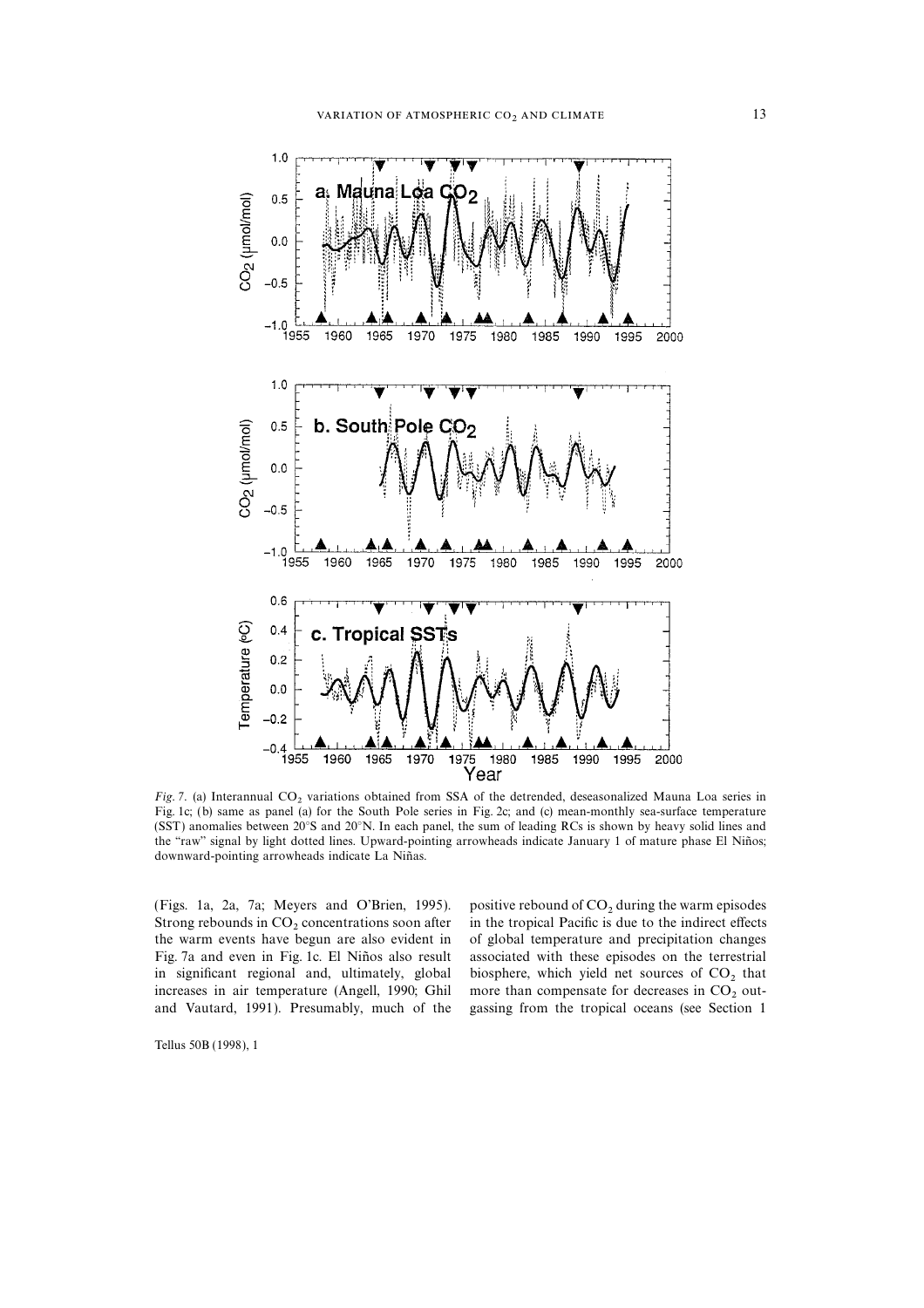*Fig. 7.* (a) Interannual $CO_2$ variations obtained from SSA of the detrended, deseasonalized Mauna Loa series in Fig. 1c; (b) same as panel (a) for the South Pole series in Fig. 2c; and (c) mean-monthly sea-surface temperature (SST) anomalies between 20°S and 20°N. In each panel, the sum of leading RCs is shown by heavy solid lines and the "raw" signal by light dotted lines. Upward-pointing arrowheads indicate January 1 of mature phase El Niños; downward-pointing arrowheads indicate La Niñas.

(Figs. 1a, 2a, 7a; Meyers and O'Brien, 1995). Strong rebounds in $CO_2$ concentrations soon after the warm events have begun are also evident in Fig. 7a and even in Fig. 1c. El Niños also result in significant regional and, ultimately, global increases in air temperature (Angell, 1990; Ghil and Vautard, 1991). Presumably, much of the positive rebound of $CO_2$ during the warm episodes in the tropical Pacific is due to the indirect effects of global temperature and precipitation changes associated with these episodes on the terrestrial biosphere, which yield net sources of $CO_2$ that more than compensate for decreases in $CO_2$ outgassing from the tropical oceans (see Section 1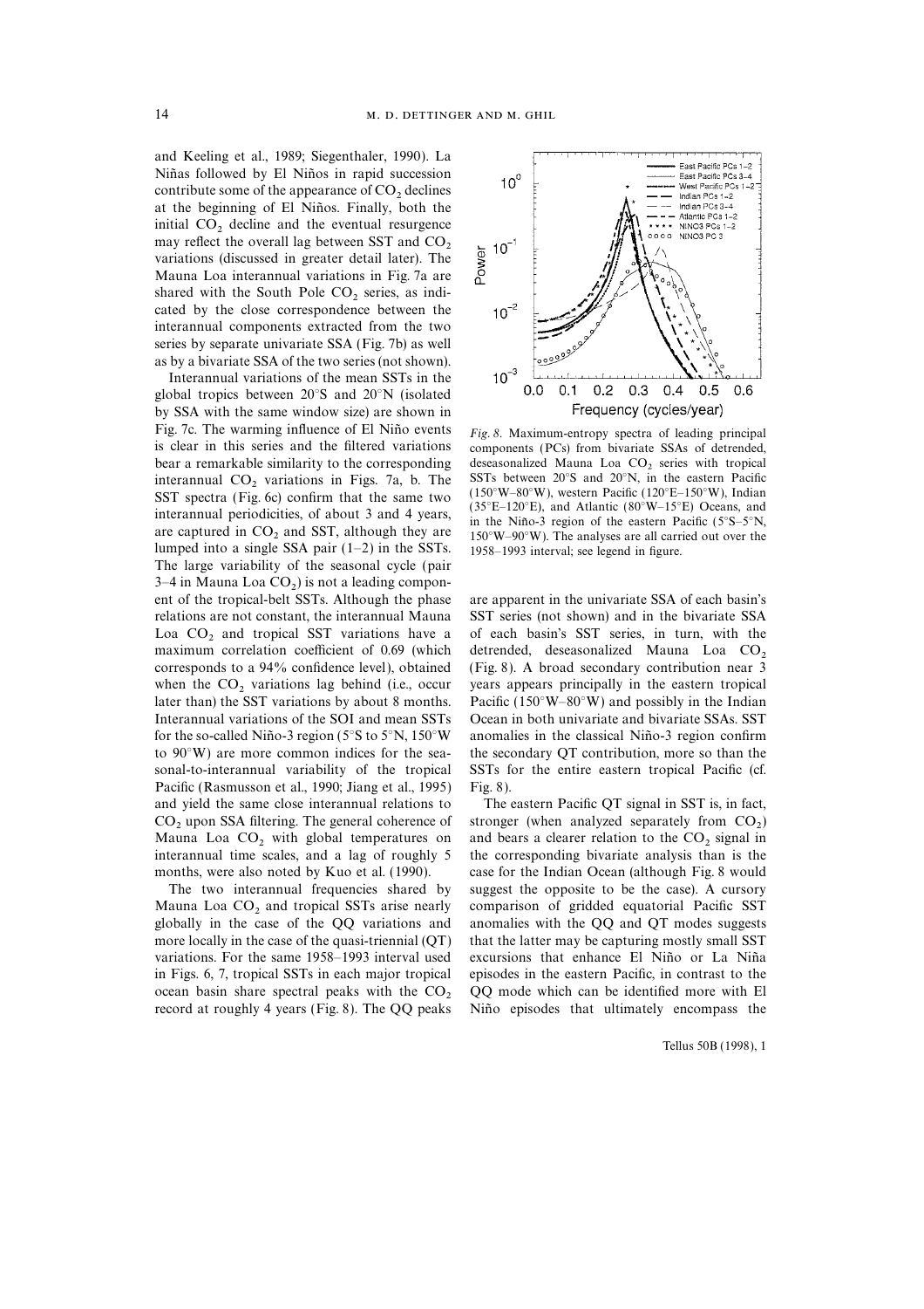and Keeling et al., 1989; Siegenthaler, 1990). La Niñas followed by El Niños in rapid succession contribute some of the appearance of $CO_2$ declines at the beginning of El Niños. Finally, both the initial $CO_2$ decline and the eventual resurgence may reflect the overall lag between SST and $CO_2$ variations (discussed in greater detail later). The Mauna Loa interannual variations in Fig. 7a are shared with the South Pole $CO_2$ series, as indicated by the close correspondence between the interannual components extracted from the two series by separate univariate SSA (Fig. 7b) as well as by a bivariate SSA of the two series (not shown).

Interannual variations of the mean SSTs in the global tropics between 20°S and 20°N (isolated by SSA with the same window size) are shown in Fig. 7c. The warming influence of El Niño events is clear in this series and the filtered variations bear a remarkable similarity to the corresponding interannual $CO_2$ variations in Figs. 7a, b. The SST spectra (Fig. 6c) confirm that the same two interannual periodicities, of about 3 and 4 years, are captured in $CO_2$ and SST, although they are lumped into a single SSA pair (1–2) in the SSTs. The large variability of the seasonal cycle (pair 3–4 in Mauna Loa $CO_2$) is not a leading component of the tropical-belt SSTs. Although the phase relations are not constant, the interannual Mauna Loa $CO_2$ and tropical SST variations have a maximum correlation coefficient of 0.69 (which corresponds to a 94% confidence level), obtained when the $CO_2$ variations lag behind (i.e., occur later than) the SST variations by about 8 months. Interannual variations of the SOI and mean SSTs for the so-called Niño-3 region (5°S to 5°N, 150°W to 90°W) are more common indices for the seasonal-to-interannual variability of the tropical Pacific (Rasmusson et al., 1990; Jiang et al., 1995) and yield the same close interannual relations to $CO_2$ upon SSA filtering. The general coherence of Mauna Loa $CO_2$ with global temperatures on interannual time scales, and a lag of roughly 5 months, were also noted by Kuo et al. (1990).

The two interannual frequencies shared by Mauna Loa $CO_2$ and tropical SSTs arise nearly globally in the case of the QQ variations and more locally in the case of the quasi-triennial (QT) variations. For the same 1958–1993 interval used in Figs. 6, 7, tropical SSTs in each major tropical ocean basin share spectral peaks with the $CO_2$ record at roughly 4 years (Fig. 8). The QQ peaks are apparent in the univariate SSA of each basin's SST series (not shown) and in the bivariate SSA of each basin's SST series, in turn, with the detrended, deseasonalized Mauna Loa $CO_2$ (Fig. 8). A broad secondary contribution near 3 years appears principally in the eastern tropical Pacific (150°W–80°W) and possibly in the Indian Ocean in both univariate and bivariate SSAs. SST anomalies in the classical Niño-3 region confirm the secondary QT contribution, more so than the SSTs for the entire eastern tropical Pacific (cf. Fig. 8).

*Fig. 8.* Maximum-entropy spectra of leading principal components (PCs) from bivariate SSAs of detrended, deseasonalized Mauna Loa $CO_2$ series with tropical SSTs between 20°S and 20°N, in the eastern Pacific (150°W–80°W), western Pacific (120°E–150°W), Indian (35°E–120°E), and Atlantic (80°W–15°E) Oceans, and in the Niño-3 region of the eastern Pacific (5°S–5°N, 150°W–90°W). The analyses are all carried out over the 1958–1993 interval; see legend in figure.

The eastern Pacific QT signal in SST is, in fact, stronger (when analyzed separately from $CO_2$) and bears a clearer relation to the $CO_2$ signal in the corresponding bivariate analysis than is the case for the Indian Ocean (although Fig. 8 would suggest the opposite to be the case). A cursory comparison of gridded equatorial Pacific SST anomalies with the QQ and QT modes suggests that the latter may be capturing mostly small SST excursions that enhance El Niño or La Niña episodes in the eastern Pacific, in contrast to the QQ mode which can be identified more with El Niño episodes that ultimately encompass the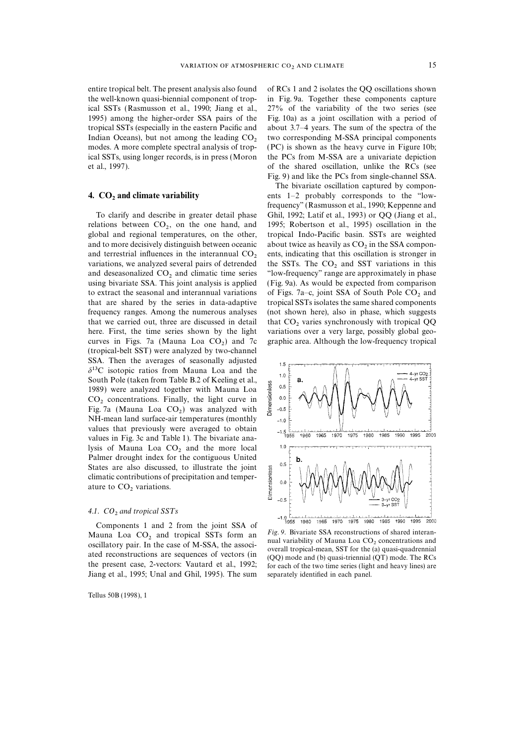entire tropical belt. The present analysis also found the well-known quasi-biennial component of tropical SSTs (Rasmusson et al., 1990; Jiang et al., 1995) among the higher-order SSA pairs of the tropical SSTs (especially in the eastern Pacific and Indian Oceans), but not among the leading $CO_2$ modes. A more complete spectral analysis of tropical SSTs, using longer records, is in press (Moron et al., 1997).

## 4. $CO_2$ and climate variability

To clarify and describe in greater detail phase relations between $CO_2$, on the one hand, and global and regional temperatures, on the other, and to more decisively distinguish between oceanic and terrestrial influences in the interannual $CO_2$ variations, we analyzed several pairs of detrended and deseasonalized $CO_2$ and climatic time series using bivariate SSA. This joint analysis is applied to extract the seasonal and interannual variations that are shared by the series in data-adaptive frequency ranges. Among the numerous analyses that we carried out, three are discussed in detail here. First, the time series shown by the light curves in Figs. 7a (Mauna Loa $CO_2$) and 7c (tropical-belt SST) were analyzed by two-channel SSA. Then the averages of seasonally adjusted $\delta^{13}C$ isotopic ratios from Mauna Loa and the South Pole (taken from Table B.2 of Keeling et al., 1989) were analyzed together with Mauna Loa $CO_2$ concentrations. Finally, the light curve in Fig. 7a (Mauna Loa $CO_2$) was analyzed with NH-mean land surface-air temperatures (monthly values that previously were averaged to obtain values in Fig. 3c and Table 1). The bivariate analysis of Mauna Loa $CO_2$ and the more local Palmer drought index for the contiguous United States are also discussed, to illustrate the joint climatic contributions of precipitation and temperature to $CO_2$ variations.

### 4.1. $CO_2$ and tropical SSTs

Components 1 and 2 from the joint SSA of Mauna Loa $CO_2$ and tropical SSTs form an oscillatory pair. In the case of M-SSA, the associated reconstructions are sequences of vectors (in the present case, 2-vectors: Vautard et al., 1992; Jiang et al., 1995; Unal and Ghil, 1995). The sum of RCs 1 and 2 isolates the QQ oscillations shown in Fig. 9a. Together these components capture 27% of the variability of the two series (see Fig. 10a) as a joint oscillation with a period of about 3.7–4 years. The sum of the spectra of the two corresponding M-SSA principal components (PC) is shown as the heavy curve in Figure 10b; the PCs from M-SSA are a univariate depiction of the shared oscillation, unlike the RCs (see Fig. 9) and like the PCs from single-channel SSA.

The bivariate oscillation captured by components 1–2 probably corresponds to the "low-frequency" (Rasmusson et al., 1990; Keppenne and Ghil, 1992; Latif et al., 1993) or QQ (Jiang et al., 1995; Robertson et al., 1995) oscillation in the tropical Indo-Pacific basin. SSTs are weighted about twice as heavily as $CO_2$ in the SSA components, indicating that this oscillation is stronger in the SSTs. The $CO_2$ and SST variations in this "low-frequency" range are approximately in phase (Fig. 9a). As would be expected from comparison of Figs. 7a–c, joint SSA of South Pole $CO_2$ and tropical SSTs isolates the same shared components (not shown here), also in phase, which suggests that $CO_2$ varies synchronously with tropical QQ variations over a very large, possibly global geographic area. Although the low-frequency tropical

*Fig. 9.* Bivariate SSA reconstructions of shared interannual variability of Mauna Loa $CO_2$ concentrations and overall tropical-mean, SST for the (a) quasi-quadrennial (QQ) mode and (b) quasi-triennial (QT) mode. The RCs for each of the two time series (light and heavy lines) are separately identified in each panel.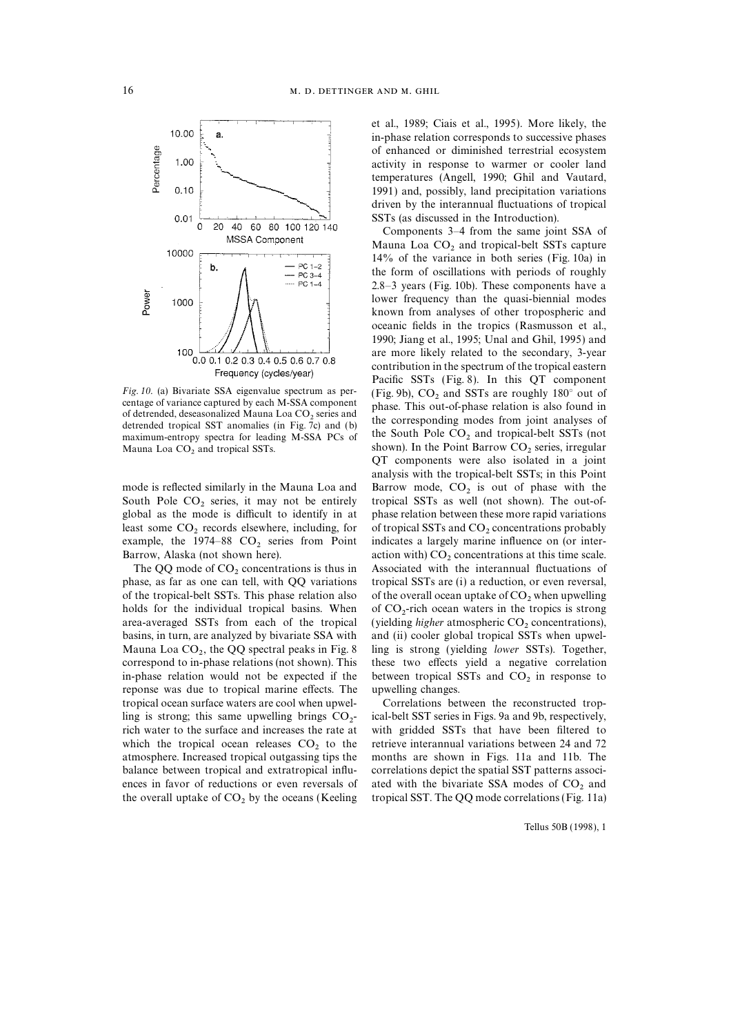*Fig. 10.* (a) Bivariate SSA eigenvalue spectrum as percentage of variance captured by each M-SSA component of detrended, deseasonalized Mauna Loa $CO_2$ series and detrended tropical SST anomalies (in Fig. 7c) and (b) maximum-entropy spectra for leading M-SSA PCs of Mauna Loa $CO_2$ and tropical SSTs.

mode is reflected similarly in the Mauna Loa and South Pole $CO_2$ series, it may not be entirely global as the mode is difficult to identify in at least some $CO_2$ records elsewhere, including, for example, the 1974–88 $CO_2$ series from Point Barrow, Alaska (not shown here).

The QQ mode of $CO_2$ concentrations is thus in phase, as far as one can tell, with QQ variations of the tropical-belt SSTs. This phase relation also holds for the individual tropical basins. When area-averaged SSTs from each of the tropical basins, in turn, are analyzed by bivariate SSA with Mauna Loa $CO_2$, the QQ spectral peaks in Fig. 8 correspond to in-phase relations (not shown). This in-phase relation would not be expected if the reponse was due to tropical marine effects. The tropical ocean surface waters are cool when upwelling is strong; this same upwelling brings $CO_2$-rich water to the surface and increases the rate at which the tropical ocean releases $CO_2$ to the atmosphere. Increased tropical outgassing tips the balance between tropical and extratropical influences in favor of reductions or even reversals of the overall uptake of $CO_2$ by the oceans (Keeling et al., 1989; Ciais et al., 1995). More likely, the in-phase relation corresponds to successive phases of enhanced or diminished terrestrial ecosystem activity in response to warmer or cooler land temperatures (Angell, 1990; Ghil and Vautard, 1991) and, possibly, land precipitation variations driven by the interannual fluctuations of tropical SSTs (as discussed in the Introduction).

Components 3–4 from the same joint SSA of Mauna Loa $CO_2$ and tropical-belt SSTs capture 14% of the variance in both series (Fig. 10a) in the form of oscillations with periods of roughly 2.8–3 years (Fig. 10b). These components have a lower frequency than the quasi-biennial modes known from analyses of other tropospheric and oceanic fields in the tropics (Rasmusson et al., 1990; Jiang et al., 1995; Unal and Ghil, 1995) and are more likely related to the secondary, 3-year contribution in the spectrum of the tropical eastern Pacific SSTs (Fig. 8). In this QT component (Fig. 9b), $CO_2$ and SSTs are roughly 180° out of phase. This out-of-phase relation is also found in the corresponding modes from joint analyses of the South Pole $CO_2$ and tropical-belt SSTs (not shown). In the Point Barrow $CO_2$ series, irregular QT components were also isolated in a joint analysis with the tropical-belt SSTs; in this Point Barrow mode, $CO_2$ is out of phase with the tropical SSTs as well (not shown). The out-of-phase relation between these more rapid variations of tropical SSTs and $CO_2$ concentrations probably indicates a largely marine influence on (or interaction with) $CO_2$ concentrations at this time scale. Associated with the interannual fluctuations of tropical SSTs are (i) a reduction, or even reversal, of the overall ocean uptake of $CO_2$ when upwelling of $CO_2$-rich ocean waters in the tropics is strong (yielding *higher* atmospheric $CO_2$ concentrations), and (ii) cooler global tropical SSTs when upwelling is strong (yielding *lower* SSTs). Together, these two effects yield a negative correlation between tropical SSTs and $CO_2$ in response to upwelling changes.

Correlations between the reconstructed tropical-belt SST series in Figs. 9a and 9b, respectively, with gridded SSTs that have been filtered to retrieve interannual variations between 24 and 72 months are shown in Figs. 11a and 11b. The correlations depict the spatial SST patterns associated with the bivariate SSA modes of $CO_2$ and tropical SST. The QQ mode correlations (Fig. 11a)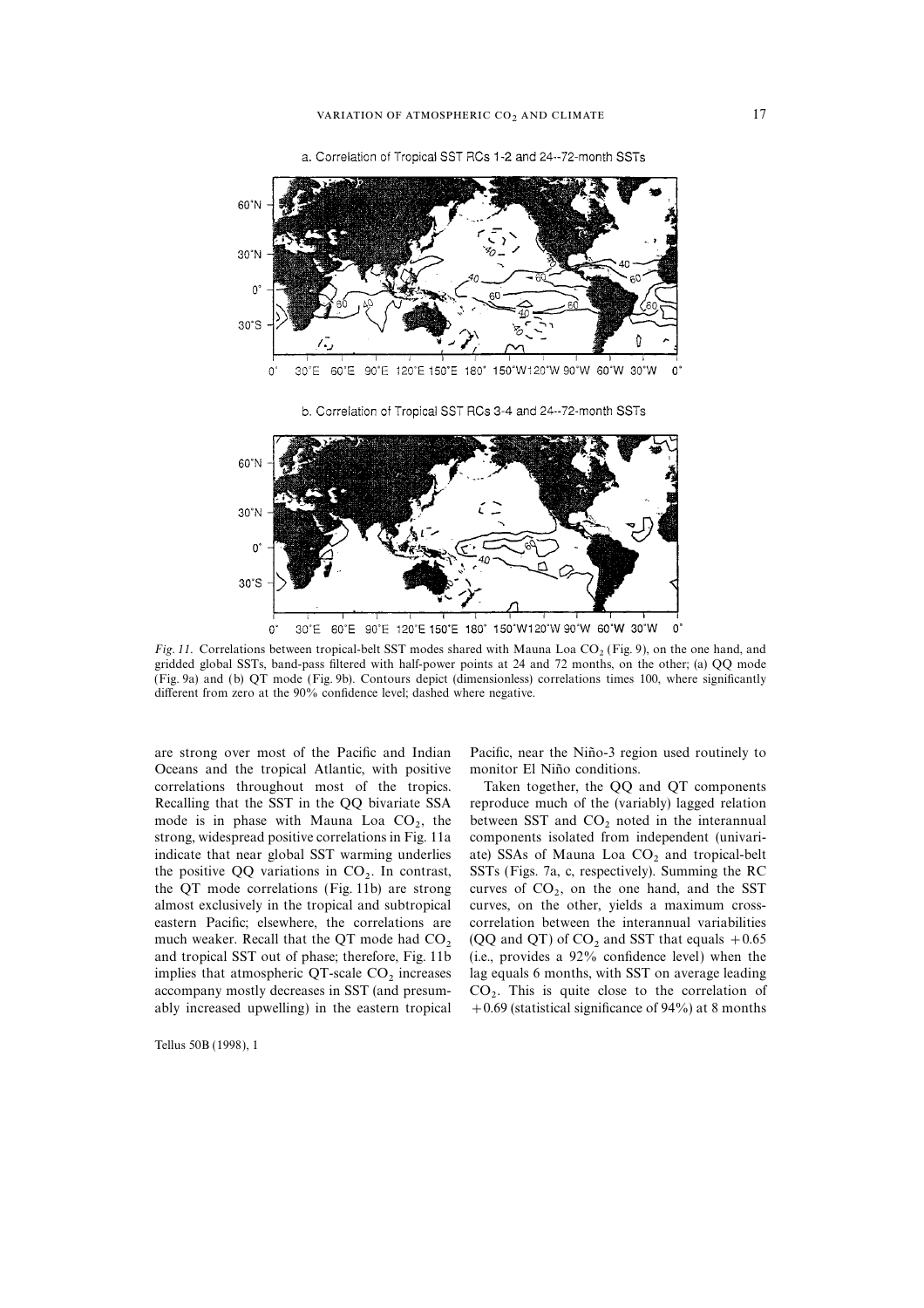a. Correlation of Tropical SST RCs 1-2 and 24--72-month SSTs

b. Correlation of Tropical SST RCs 3-4 and 24--72-month SSTs

*Fig. 11.* Correlations between tropical-belt SST modes shared with Mauna Loa $CO_2$ (Fig. 9), on the one hand, and gridded global SSTs, band-pass filtered with half-power points at 24 and 72 months, on the other; (a) QQ mode (Fig. 9a) and (b) QT mode (Fig. 9b). Contours depict (dimensionless) correlations times 100, where significantly different from zero at the 90% confidence level; dashed where negative.

are strong over most of the Pacific and Indian Oceans and the tropical Atlantic, with positive correlations throughout most of the tropics. Recalling that the SST in the QQ bivariate SSA mode is in phase with Mauna Loa $CO_2$, the strong, widespread positive correlations in Fig. 11a indicate that near global SST warming underlies the positive QQ variations in $CO_2$. In contrast, the QT mode correlations (Fig. 11b) are strong almost exclusively in the tropical and subtropical eastern Pacific; elsewhere, the correlations are much weaker. Recall that the QT mode had $CO_2$ and tropical SST out of phase; therefore, Fig. 11b implies that atmospheric QT-scale $CO_2$ increases accompany mostly decreases in SST (and presumably increased upwelling) in the eastern tropical Pacific, near the Niño-3 region used routinely to monitor El Niño conditions.

Taken together, the QQ and QT components reproduce much of the (variably) lagged relation between SST and $CO_2$ noted in the interannual components isolated from independent (univariate) SSAs of Mauna Loa $CO_2$ and tropical-belt SSTs (Figs. 7a, c, respectively). Summing the RC curves of $CO_2$, on the one hand, and the SST curves, on the other, yields a maximum cross-correlation between the interannual variabilities (QQ and QT) of $CO_2$ and SST that equals $+0.65$ (i.e., provides a 92% confidence level) when the lag equals 6 months, with SST on average leading $CO_2$. This is quite close to the correlation of $+0.69$ (statistical significance of 94%) at 8 months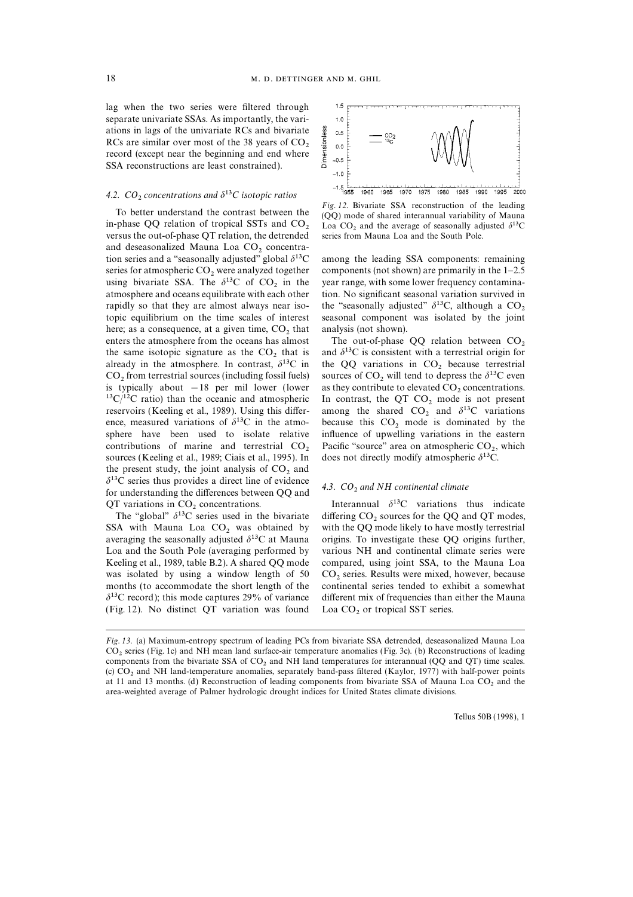lag when the two series were filtered through separate univariate SSAs. As importantly, the variations in lags of the univariate RCs and bivariate RCs are similar over most of the 38 years of $CO_2$ record (except near the beginning and end where SSA reconstructions are least constrained).

### 4.2. $CO_2$ concentrations and $\delta^{13}C$ isotopic ratios

To better understand the contrast between the in-phase QQ relation of tropical SSTs and $CO_2$ versus the out-of-phase QT relation, the detrended and deseasonalized Mauna Loa $CO_2$ concentration series and a "seasonally adjusted" global $\delta^{13}C$ series for atmospheric $CO_2$ were analyzed together using bivariate SSA. The $\delta^{13}C$ of $CO_2$ in the atmosphere and oceans equilibrate with each other rapidly so that they are almost always near isotopic equilibrium on the time scales of interest here; as a consequence, at a given time, $CO_2$ that enters the atmosphere from the oceans has almost the same isotopic signature as the $CO_2$ that is already in the atmosphere. In contrast, $\delta^{13}C$ in $CO_2$ from terrestrial sources (including fossil fuels) is typically about $-18$ per mil lower (lower $^{13}C/^{12}C$ ratio) than the oceanic and atmospheric reservoirs (Keeling et al., 1989). Using this difference, measured variations of $\delta^{13}C$ in the atmosphere have been used to isolate relative contributions of marine and terrestrial $CO_2$ sources (Keeling et al., 1989; Ciais et al., 1995). In the present study, the joint analysis of $CO_2$ and $\delta^{13}C$ series thus provides a direct line of evidence for understanding the differences between QQ and QT variations in $CO_2$ concentrations.

The "global" $\delta^{13}C$ series used in the bivariate SSA with Mauna Loa $CO_2$ was obtained by averaging the seasonally adjusted $\delta^{13}C$ at Mauna Loa and the South Pole (averaging performed by Keeling et al., 1989, table B.2). A shared QQ mode was isolated by using a window length of 50 months (to accommodate the short length of the $\delta^{13}C$ record); this mode captures 29% of variance (Fig. 12). No distinct QT variation was found among the leading SSA components: remaining components (not shown) are primarily in the 1–2.5 year range, with some lower frequency contamination. No significant seasonal variation survived in the "seasonally adjusted" $\delta^{13}C$, although a $CO_2$ seasonal component was isolated by the joint analysis (not shown).

*Fig. 12.* Bivariate SSA reconstruction of the leading (QQ) mode of shared interannual variability of Mauna Loa $CO_2$ and the average of seasonally adjusted $\delta^{13}C$ series from Mauna Loa and the South Pole.

The out-of-phase QQ relation between $CO_2$ and $\delta^{13}C$ is consistent with a terrestrial origin for the QQ variations in $CO_2$ because terrestrial sources of $CO_2$ will tend to depress the $\delta^{13}C$ even as they contribute to elevated $CO_2$ concentrations. In contrast, the QT $CO_2$ mode is not present among the shared $CO_2$ and $\delta^{13}C$ variations because this $CO_2$ mode is dominated by the influence of upwelling variations in the eastern Pacific "source" area on atmospheric $CO_2$, which does not directly modify atmospheric $\delta^{13}C$.

### 4.3. $CO_2$ and NH continental climate

Interannual $\delta^{13}C$ variations thus indicate differing $CO_2$ sources for the QQ and QT modes, with the QQ mode likely to have mostly terrestrial origins. To investigate these QQ origins further, various NH and continental climate series were compared, using joint SSA, to the Mauna Loa $CO_2$ series. Results were mixed, however, because continental series tended to exhibit a somewhat different mix of frequencies than either the Mauna Loa $CO_2$ or tropical SST series.

*Fig. 13.* (a) Maximum-entropy spectrum of leading PCs from bivariate SSA detrended, deseasonalized Mauna Loa $CO_2$ series (Fig. 1c) and NH mean land surface-air temperature anomalies (Fig. 3c). (b) Reconstructions of leading components from the bivariate SSA of $CO_2$ and NH land temperatures for interannual (QQ and QT) time scales. (c) $CO_2$ and NH land-temperature anomalies, separately band-pass filtered (Kaylor, 1977) with half-power points at 11 and 13 months. (d) Reconstruction of leading components from bivariate SSA of Mauna Loa $CO_2$ and the area-weighted average of Palmer hydrologic drought indices for United States climate divisions.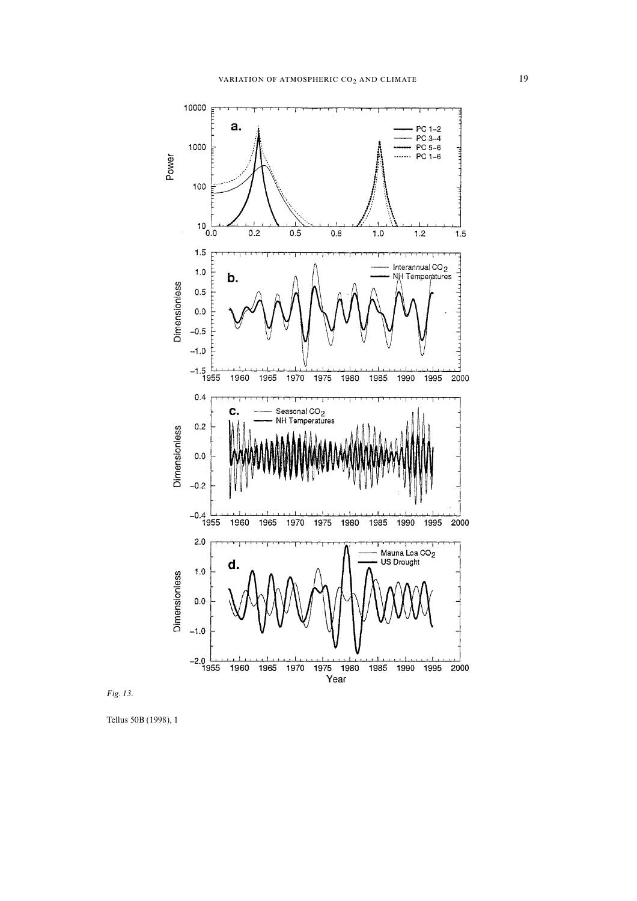*Fig. 13.*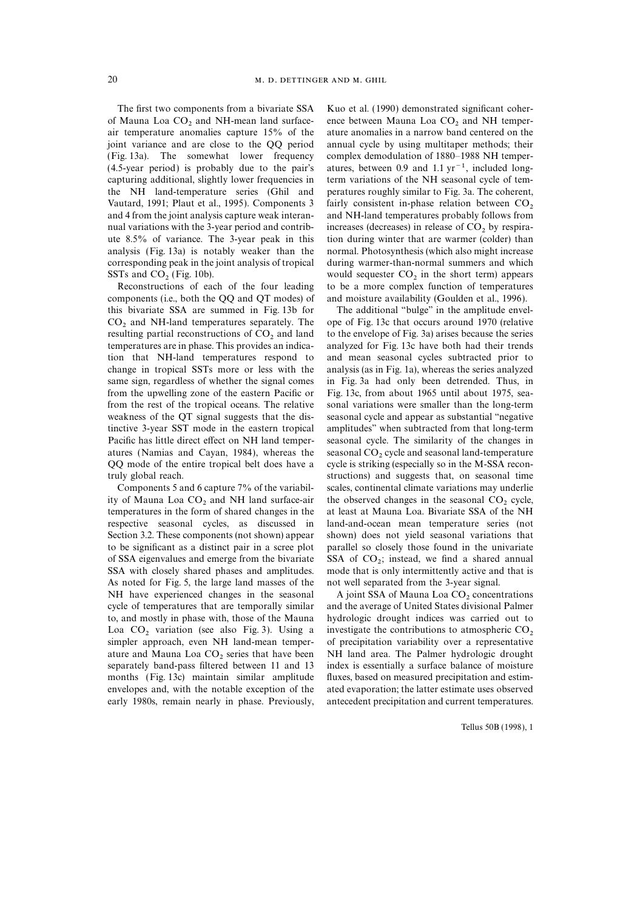The first two components from a bivariate SSA of Mauna Loa $CO_2$ and NH-mean land surface-air temperature anomalies capture 15% of the joint variance and are close to the QQ period (Fig. 13a). The somewhat lower frequency (4.5-year period) is probably due to the pair's capturing additional, slightly lower frequencies in the NH land-temperature series (Ghil and Vautard, 1991; Plaut et al., 1995). Components 3 and 4 from the joint analysis capture weak interannual variations with the 3-year period and contribute 8.5% of variance. The 3-year peak in this analysis (Fig. 13a) is notably weaker than the corresponding peak in the joint analysis of tropical SSTs and $CO_2$ (Fig. 10b).

Reconstructions of each of the four leading components (i.e., both the QQ and QT modes) of this bivariate SSA are summed in Fig. 13b for $CO_2$ and NH-land temperatures separately. The resulting partial reconstructions of $CO_2$ and land temperatures are in phase. This provides an indication that NH-land temperatures respond to change in tropical SSTs more or less with the same sign, regardless of whether the signal comes from the upwelling zone of the eastern Pacific or from the rest of the tropical oceans. The relative weakness of the QT signal suggests that the distinctive 3-year SST mode in the eastern tropical Pacific has little direct effect on NH land temperatures (Namias and Cayan, 1984), whereas the QQ mode of the entire tropical belt does have a truly global reach.

Components 5 and 6 capture 7% of the variability of Mauna Loa $CO_2$ and NH land surface-air temperatures in the form of shared changes in the respective seasonal cycles, as discussed in Section 3.2. These components (not shown) appear to be significant as a distinct pair in a scree plot of SSA eigenvalues and emerge from the bivariate SSA with closely shared phases and amplitudes. As noted for Fig. 5, the large land masses of the NH have experienced changes in the seasonal cycle of temperatures that are temporally similar to, and mostly in phase with, those of the Mauna Loa $CO_2$ variation (see also Fig. 3). Using a simpler approach, even NH land-mean temperature and Mauna Loa $CO_2$ series that have been separately band-pass filtered between 11 and 13 months (Fig. 13c) maintain similar amplitude envelopes and, with the notable exception of the early 1980s, remain nearly in phase. Previously, Kuo et al. (1990) demonstrated significant coherence between Mauna Loa $CO_2$ and NH temperature anomalies in a narrow band centered on the annual cycle by using multitaper methods; their complex demodulation of 1880–1988 NH temperatures, between 0.9 and 1.1 $\text{yr}^{-1}$, included long-term variations of the NH seasonal cycle of temperatures roughly similar to Fig. 3a. The coherent, fairly consistent in-phase relation between $CO_2$ and NH-land temperatures probably follows from increases (decreases) in release of $CO_2$ by respiration during winter that are warmer (colder) than normal. Photosynthesis (which also might increase during warmer-than-normal summers and which would sequester $CO_2$ in the short term) appears to be a more complex function of temperatures and moisture availability (Goulden et al., 1996).

The additional "bulge" in the amplitude envelope of Fig. 13c that occurs around 1970 (relative to the envelope of Fig. 3a) arises because the series analyzed for Fig. 13c have both had their trends and mean seasonal cycles subtracted prior to analysis (as in Fig. 1a), whereas the series analyzed in Fig. 3a had only been detrended. Thus, in Fig. 13c, from about 1965 until about 1975, seasonal variations were smaller than the long-term seasonal cycle and appear as substantial "negative amplitudes" when subtracted from that long-term seasonal cycle. The similarity of the changes in seasonal $CO_2$ cycle and seasonal land-temperature cycle is striking (especially so in the M-SSA reconstructions) and suggests that, on seasonal time scales, continental climate variations may underlie the observed changes in the seasonal $CO_2$ cycle, at least at Mauna Loa. Bivariate SSA of the NH land-and-ocean mean temperature series (not shown) does not yield seasonal variations that parallel so closely those found in the univariate SSA of $CO_2$; instead, we find a shared annual mode that is only intermittently active and that is not well separated from the 3-year signal.

A joint SSA of Mauna Loa $CO_2$ concentrations and the average of United States divisional Palmer hydrologic drought indices was carried out to investigate the contributions to atmospheric $CO_2$ of precipitation variability over a representative NH land area. The Palmer hydrologic drought index is essentially a surface balance of moisture fluxes, based on measured precipitation and estimated evaporation; the latter estimate uses observed antecedent precipitation and current temperatures.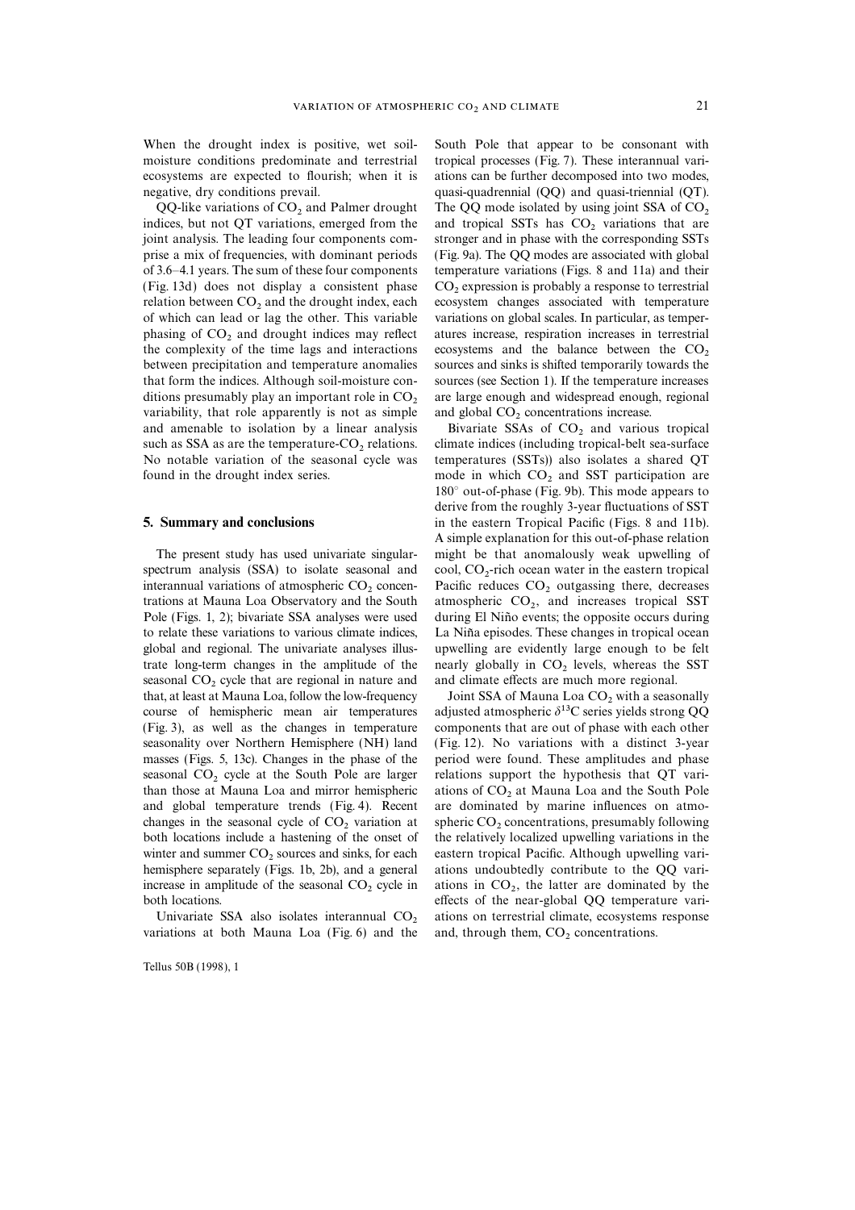When the drought index is positive, wet soil-moisture conditions predominate and terrestrial ecosystems are expected to flourish; when it is negative, dry conditions prevail.

QQ-like variations of $CO_2$ and Palmer drought indices, but not QT variations, emerged from the joint analysis. The leading four components comprise a mix of frequencies, with dominant periods of 3.6–4.1 years. The sum of these four components (Fig. 13d) does not display a consistent phase relation between $CO_2$ and the drought index, each of which can lead or lag the other. This variable phasing of $CO_2$ and drought indices may reflect the complexity of the time lags and interactions between precipitation and temperature anomalies that form the indices. Although soil-moisture conditions presumably play an important role in $CO_2$ variability, that role apparently is not as simple and amenable to isolation by a linear analysis such as SSA as are the temperature-$CO_2$ relations. No notable variation of the seasonal cycle was found in the drought index series.

## 5. Summary and conclusions

The present study has used univariate singular-spectrum analysis (SSA) to isolate seasonal and interannual variations of atmospheric $CO_2$ concentrations at Mauna Loa Observatory and the South Pole (Figs. 1, 2); bivariate SSA analyses were used to relate these variations to various climate indices, global and regional. The univariate analyses illustrate long-term changes in the amplitude of the seasonal $CO_2$ cycle that are regional in nature and that, at least at Mauna Loa, follow the low-frequency course of hemispheric mean air temperatures (Fig. 3), as well as the changes in temperature seasonality over Northern Hemisphere (NH) land masses (Figs. 5, 13c). Changes in the phase of the seasonal $CO_2$ cycle at the South Pole are larger than those at Mauna Loa and mirror hemispheric and global temperature trends (Fig. 4). Recent changes in the seasonal cycle of $CO_2$ variation at both locations include a hastening of the onset of the winter and summer $CO_2$ sources and sinks, for each hemisphere separately (Figs. 1b, 2b), and a general increase in amplitude of the seasonal $CO_2$ cycle in both locations.

Univariate SSA also isolates interannual $CO_2$ variations at both Mauna Loa (Fig. 6) and the South Pole that appear to be consonant with tropical processes (Fig. 7). These interannual variations can be further decomposed into two modes, quasi-quadrennial (QQ) and quasi-triennial (QT). The QQ mode isolated by using joint SSA of $CO_2$ and tropical SSTs has $CO_2$ variations that are stronger and in phase with the corresponding SSTs (Fig. 9a). The QQ modes are associated with global temperature variations (Figs. 8 and 11a) and their $CO_2$ expression is probably a response to terrestrial ecosystem changes associated with temperature variations on global scales. In particular, as temperatures increase, respiration increases in terrestrial ecosystems and the balance between the $CO_2$ sources and sinks is shifted temporarily towards the sources (see Section 1). If the temperature increases are large enough and widespread enough, regional and global $CO_2$ concentrations increase.

Bivariate SSAs of $CO_2$ and various tropical climate indices (including tropical-belt sea-surface temperatures (SSTs)) also isolates a shared QT mode in which $CO_2$ and SST participation are 180° out-of-phase (Fig. 9b). This mode appears to derive from the roughly 3-year fluctuations of SST in the eastern Tropical Pacific (Figs. 8 and 11b). A simple explanation for this out-of-phase relation might be that anomalously weak upwelling of cool, $CO_2$-rich ocean water in the eastern tropical Pacific reduces $CO_2$ outgassing there, decreases atmospheric $CO_2$, and increases tropical SST during El Niño events; the opposite occurs during La Niña episodes. These changes in tropical ocean upwelling are evidently large enough to be felt nearly globally in $CO_2$ levels, whereas the SST and climate effects are much more regional.

Joint SSA of Mauna Loa $CO_2$ with a seasonally adjusted atmospheric $\delta^{13}C$ series yields strong QQ components that are out of phase with each other (Fig. 12). No variations with a distinct 3-year period were found. These amplitudes and phase relations support the hypothesis that QT variations of $CO_2$ at Mauna Loa and the South Pole are dominated by marine influences on atmospheric $CO_2$ concentrations, presumably following the relatively localized upwelling variations in the eastern tropical Pacific. Although upwelling variations undoubtedly contribute to the QQ variations in $CO_2$, the latter are dominated by the effects of the near-global QQ temperature variations on terrestrial climate, ecosystems response and, through them, $CO_2$ concentrations.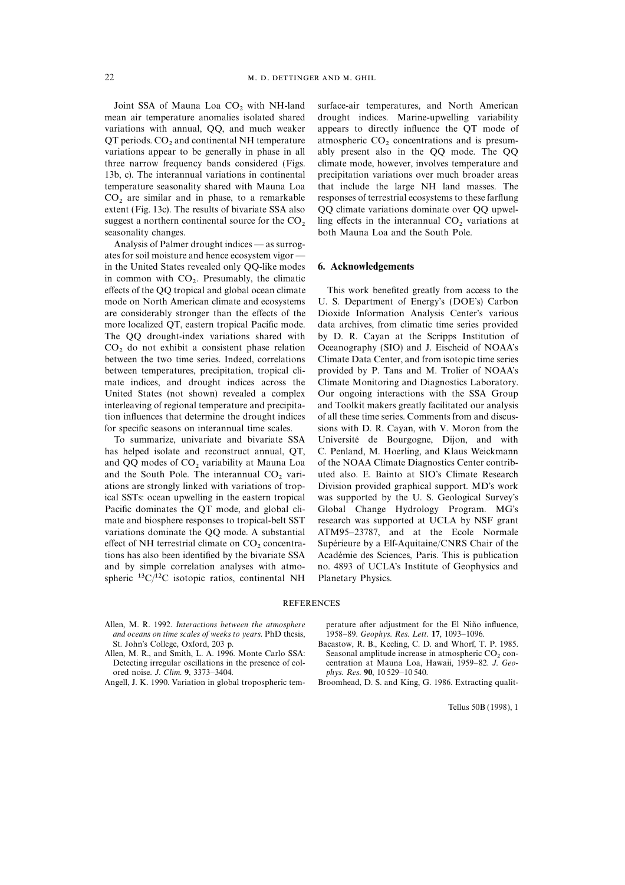Joint SSA of Mauna Loa $CO_2$ with NH-land mean air temperature anomalies isolated shared variations with annual, QQ, and much weaker QT periods. $CO_2$ and continental NH temperature variations appear to be generally in phase in all three narrow frequency bands considered (Figs. 13b, c). The interannual variations in continental temperature seasonality shared with Mauna Loa $CO_2$ are similar and in phase, to a remarkable extent (Fig. 13c). The results of bivariate SSA also suggest a northern continental source for the $CO_2$ seasonality changes.

Analysis of Palmer drought indices — as surrogates for soil moisture and hence ecosystem vigor — in the United States revealed only QQ-like modes in common with $CO_2$. Presumably, the climatic effects of the QQ tropical and global ocean climate mode on North American climate and ecosystems are considerably stronger than the effects of the more localized QT, eastern tropical Pacific mode. The QQ drought-index variations shared with $CO_2$ do not exhibit a consistent phase relation between the two time series. Indeed, correlations between temperatures, precipitation, tropical climate indices, and drought indices across the United States (not shown) revealed a complex interleaving of regional temperature and precipitation influences that determine the drought indices for specific seasons on interannual time scales.

To summarize, univariate and bivariate SSA has helped isolate and reconstruct annual, QT, and QQ modes of $CO_2$ variability at Mauna Loa and the South Pole. The interannual $CO_2$ variations are strongly linked with variations of tropical SSTs: ocean upwelling in the eastern tropical Pacific dominates the QT mode, and global climate and biosphere responses to tropical-belt SST variations dominate the QQ mode. A substantial effect of NH terrestrial climate on $CO_2$ concentrations has also been identified by the bivariate SSA and by simple correlation analyses with atmospheric $^{13}C/^{12}C$ isotopic ratios, continental NH surface-air temperatures, and North American drought indices. Marine-upwelling variability appears to directly influence the QT mode of atmospheric $CO_2$ concentrations and is presumably present also in the QQ mode. The QQ climate mode, however, involves temperature and precipitation variations over much broader areas that include the large NH land masses. The responses of terrestrial ecosystems to these farflung QQ climate variations dominate over QQ upwelling effects in the interannual $CO_2$ variations at both Mauna Loa and the South Pole.

## 6. Acknowledgements

This work benefited greatly from access to the U. S. Department of Energy's (DOE's) Carbon Dioxide Information Analysis Center's various data archives, from climatic time series provided by D. R. Cayan at the Scripps Institution of Oceanography (SIO) and J. Eischeid of NOAA's Climate Data Center, and from isotopic time series provided by P. Tans and M. Trolier of NOAA's Climate Monitoring and Diagnostics Laboratory. Our ongoing interactions with the SSA Group and Toolkit makers greatly facilitated our analysis of all these time series. Comments from and discussions with D. R. Cayan, with V. Moron from the Université de Bourgogne, Dijon, and with C. Penland, M. Hoerling, and Klaus Weickmann of the NOAA Climate Diagnostics Center contributed also. E. Bainto at SIO's Climate Research Division provided graphical support. MD's work was supported by the U. S. Geological Survey's Global Change Hydrology Program. MG's research was supported at UCLA by NSF grant ATM95–23787, and at the Ecole Normale Supérieure by a Elf-Aquitaine/CNRS Chair of the Académie des Sciences, Paris. This is publication no. 4893 of UCLA's Institute of Geophysics and Planetary Physics.

## REFERENCES

Allen, M. R. 1992. *Interactions between the atmosphere and oceans on time scales of weeks to years.* PhD thesis, St. John's College, Oxford, 203 p.

Allen, M. R., and Smith, L. A. 1996. Monte Carlo SSA: Detecting irregular oscillations in the presence of colored noise. *J. Clim.* **9**, 3373–3404.

Angell, J. K. 1990. Variation in global tropospheric temperature after adjustment for the El Niño influence, 1958–89. *Geophys. Res. Lett.* **17**, 1093–1096.

Bacastow, R. B., Keeling, C. D. and Whorf, T. P. 1985. Seasonal amplitude increase in atmospheric $CO_2$ concentration at Mauna Loa, Hawaii, 1959–82. *J. Geophys. Res.* **90**, 10 529–10 540.

Broomhead, D. S. and King, G. 1986. Extracting qualit-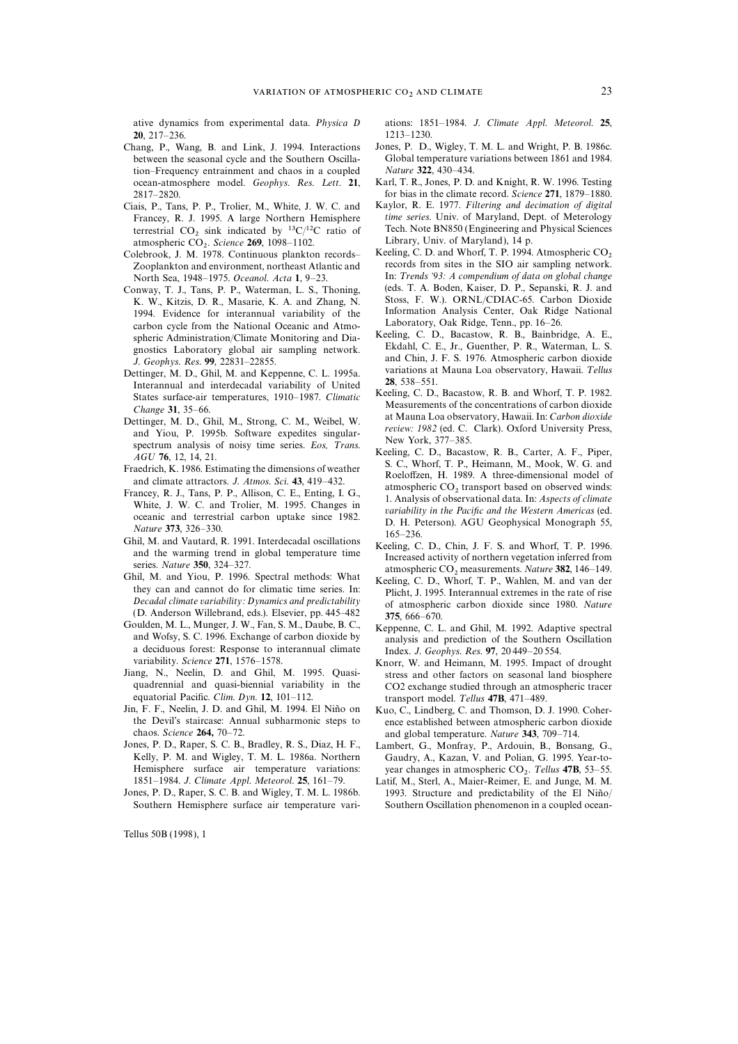ative dynamics from experimental data. *Physica D* **20**, 217–236.

Chang, P., Wang, B. and Link, J. 1994. Interactions between the seasonal cycle and the Southern Oscillation–Frequency entrainment and chaos in a coupled ocean-atmosphere model. *Geophys. Res. Lett*. **21**, 2817–2820.

Ciais, P., Tans, P. P., Trolier, M., White, J. W. C. and Francey, R. J. 1995. A large Northern Hemisphere terrestrial $CO_2$ sink indicated by $^{13}C/^{12}C$ ratio of atmospheric $CO_2$. *Science* **269**, 1098–1102.

Colebrook, J. M. 1978. Continuous plankton records–Zooplankton and environment, northeast Atlantic and North Sea, 1948–1975. *Oceanol. Acta* **1**, 9–23.

Conway, T. J., Tans, P. P., Waterman, L. S., Thoning, K. W., Kitzis, D. R., Masarie, K. A. and Zhang, N. 1994. Evidence for interannual variability of the carbon cycle from the National Oceanic and Atmospheric Administration/Climate Monitoring and Diagnostics Laboratory global air sampling network. *J. Geophys. Res.* **99**, 22831–22855.

Dettinger, M. D., Ghil, M. and Keppenne, C. L. 1995a. Interannual and interdecadal variability of United States surface-air temperatures, 1910–1987. *Climatic Change* **31**, 35–66.

Dettinger, M. D., Ghil, M., Strong, C. M., Weibel, W. and Yiou, P. 1995b. Software expedites singular-spectrum analysis of noisy time series. *Eos, Trans. AGU* **76**, 12, 14, 21.

Fraedrich, K. 1986. Estimating the dimensions of weather and climate attractors. *J. Atmos. Sci.* **43**, 419–432.

Francey, R. J., Tans, P. P., Allison, C. E., Enting, I. G., White, J. W. C. and Trolier, M. 1995. Changes in oceanic and terrestrial carbon uptake since 1982. *Nature* **373**, 326–330.

Ghil, M. and Vautard, R. 1991. Interdecadal oscillations and the warming trend in global temperature time series. *Nature* **350**, 324–327.

Ghil, M. and Yiou, P. 1996. Spectral methods: What they can and cannot do for climatic time series. In: *Decadal climate variability: Dynamics and predictability* (D. Anderson Willebrand, eds.). Elsevier, pp. 445–482

Goulden, M. L., Munger, J. W., Fan, S. M., Daube, B. C., and Wofsy, S. C. 1996. Exchange of carbon dioxide by a deciduous forest: Response to interannual climate variability. *Science* **271**, 1576–1578.

Jiang, N., Neelin, D. and Ghil, M. 1995. Quasi-quadrennial and quasi-biennial variability in the equatorial Pacific. *Clim. Dyn.* **12**, 101–112.

Jin, F. F., Neelin, J. D. and Ghil, M. 1994. El Niño on the Devil's staircase: Annual subharmonic steps to chaos. *Science* **264,** 70–72.

Jones, P. D., Raper, S. C. B., Bradley, R. S., Diaz, H. F., Kelly, P. M. and Wigley, T. M. L. 1986a. Northern Hemisphere surface air temperature variations: 1851–1984. *J. Climate Appl. Meteorol.* **25**, 161–79.

Jones, P. D., Raper, S. C. B. and Wigley, T. M. L. 1986b. Southern Hemisphere surface air temperature variations: 1851–1984. *J. Climate Appl. Meteorol.* **25**, 1213–1230.

Jones, P. D., Wigley, T. M. L. and Wright, P. B. 1986c. Global temperature variations between 1861 and 1984. *Nature* **322**, 430–434.

Karl, T. R., Jones, P. D. and Knight, R. W. 1996. Testing for bias in the climate record. *Science* **271**, 1879–1880.

Kaylor, R. E. 1977. *Filtering and decimation of digital time series.* Univ. of Maryland, Dept. of Meterology Tech. Note BN850 (Engineering and Physical Sciences Library, Univ. of Maryland), 14 p.

Keeling, C. D. and Whorf, T. P. 1994. Atmospheric $CO_2$ records from sites in the SIO air sampling network. In: *Trends '93: A compendium of data on global change* (eds. T. A. Boden, Kaiser, D. P., Sepanski, R. J. and Stoss, F. W.). ORNL/CDIAC-65. Carbon Dioxide Information Analysis Center, Oak Ridge National Laboratory, Oak Ridge, Tenn., pp. 16–26.

Keeling, C. D., Bacastow, R. B., Bainbridge, A. E., Ekdahl, C. E., Jr., Guenther, P. R., Waterman, L. S. and Chin, J. F. S. 1976. Atmospheric carbon dioxide variations at Mauna Loa observatory, Hawaii. *Tellus* **28**, 538–551.

Keeling, C. D., Bacastow, R. B. and Whorf, T. P. 1982. Measurements of the concentrations of carbon dioxide at Mauna Loa observatory, Hawaii. In: *Carbon dioxide review: 1982* (ed. C. Clark). Oxford University Press, New York, 377–385.

Keeling, C. D., Bacastow, R. B., Carter, A. F., Piper, S. C., Whorf, T. P., Heimann, M., Mook, W. G. and Roeloffzen, H. 1989. A three-dimensional model of atmospheric $CO_2$ transport based on observed winds: 1. Analysis of observational data. In: *Aspects of climate variability in the Pacific and the Western Americas* (ed. D. H. Peterson). AGU Geophysical Monograph 55, 165–236.

Keeling, C. D., Chin, J. F. S. and Whorf, T. P. 1996. Increased activity of northern vegetation inferred from atmospheric $CO_2$ measurements. *Nature* **382**, 146–149.

Keeling, C. D., Whorf, T. P., Wahlen, M. and van der Plicht, J. 1995. Interannual extremes in the rate of rise of atmospheric carbon dioxide since 1980. *Nature* **375**, 666–670.

Keppenne, C. L. and Ghil, M. 1992. Adaptive spectral analysis and prediction of the Southern Oscillation Index. *J. Geophys. Res.* **97**, 20 449–20 554.

Knorr, W. and Heimann, M. 1995. Impact of drought stress and other factors on seasonal land biosphere CO2 exchange studied through an atmospheric tracer transport model. *Tellus* **47B**, 471–489.

Kuo, C., Lindberg, C. and Thomson, D. J. 1990. Coherence established between atmospheric carbon dioxide and global temperature. *Nature* **343**, 709–714.

Lambert, G., Monfray, P., Ardouin, B., Bonsang, G., Gaudry, A., Kazan, V. and Polian, G. 1995. Year-to-year changes in atmospheric $CO_2$. *Tellus* **47B**, 53–55.

Latif, M., Sterl, A., Maier-Reimer, E. and Junge, M. M. 1993. Structure and predictability of the El Niño/Southern Oscillation phenomenon in a coupled ocean-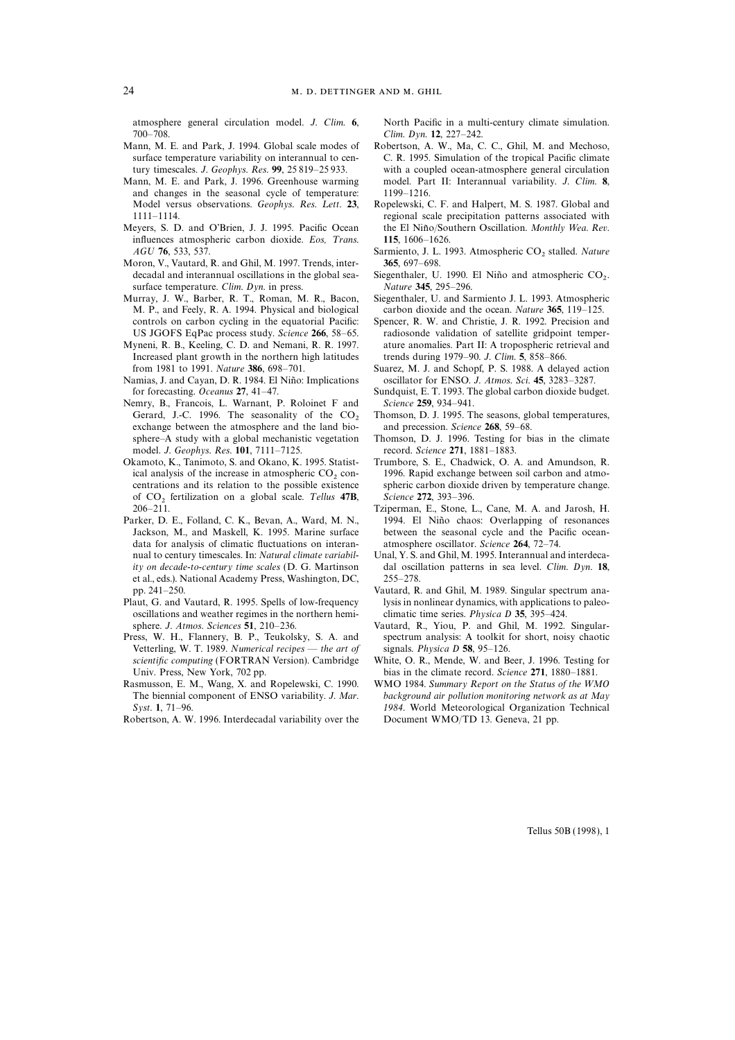atmosphere general circulation model. *J. Clim.* **6**, 700–708.

Mann, M. E. and Park, J. 1994. Global scale modes of surface temperature variability on interannual to century timescales. *J. Geophys. Res.* **99**, 25 819–25 933.

Mann, M. E. and Park, J. 1996. Greenhouse warming and changes in the seasonal cycle of temperature: Model versus observations. *Geophys. Res. Lett.* **23**, 1111–1114.

Meyers, S. D. and O'Brien, J. J. 1995. Pacific Ocean influences atmospheric carbon dioxide. *Eos, Trans. AGU* **76**, 533, 537.

Moron, V., Vautard, R. and Ghil, M. 1997. Trends, interdecadal and interannual oscillations in the global sea-surface temperature. *Clim. Dyn.* in press.

Murray, J. W., Barber, R. T., Roman, M. R., Bacon, M. P., and Feely, R. A. 1994. Physical and biological controls on carbon cycling in the equatorial Pacific: US JGOFS EqPac process study. *Science* **266**, 58–65.

Myneni, R. B., Keeling, C. D. and Nemani, R. R. 1997. Increased plant growth in the northern high latitudes from 1981 to 1991. *Nature* **386**, 698–701.

Namias, J. and Cayan, D. R. 1984. El Niño: Implications for forecasting. *Oceanus* **27**, 41–47.

Nemry, B., Francois, L. Warnant, P. Roloinet F and Gerard, J.-C. 1996. The seasonality of the $CO_2$ exchange between the atmosphere and the land biosphere–A study with a global mechanistic vegetation model. *J. Geophys. Res.* **101**, 7111–7125.

Okamoto, K., Tanimoto, S. and Okano, K. 1995. Statistical analysis of the increase in atmospheric $CO_2$ concentrations and its relation to the possible existence of $CO_2$ fertilization on a global scale. *Tellus* **47B**, 206–211.

Parker, D. E., Folland, C. K., Bevan, A., Ward, M. N., Jackson, M., and Maskell, K. 1995. Marine surface data for analysis of climatic fluctuations on interannual to century timescales. In: *Natural climate variability on decade-to-century time scales* (D. G. Martinson et al., eds.). National Academy Press, Washington, DC, pp. 241–250.

Plaut, G. and Vautard, R. 1995. Spells of low-frequency oscillations and weather regimes in the northern hemisphere. *J. Atmos. Sciences* **51**, 210–236.

Press, W. H., Flannery, B. P., Teukolsky, S. A. and Vetterling, W. T. 1989. *Numerical recipes — the art of scientific computing* (FORTRAN Version). Cambridge Univ. Press, New York, 702 pp.

Rasmusson, E. M., Wang, X. and Ropelewski, C. 1990. The biennial component of ENSO variability. *J. Mar. Syst.* **1**, 71–96.

Robertson, A. W. 1996. Interdecadal variability over the North Pacific in a multi-century climate simulation. *Clim. Dyn.* **12**, 227–242.

Robertson, A. W., Ma, C. C., Ghil, M. and Mechoso, C. R. 1995. Simulation of the tropical Pacific climate with a coupled ocean-atmosphere general circulation model. Part II: Interannual variability. *J. Clim.* **8**, 1199–1216.

Ropelewski, C. F. and Halpert, M. S. 1987. Global and regional scale precipitation patterns associated with the El Niño/Southern Oscillation. *Monthly Wea. Rev.* **115**, 1606–1626.

Sarmiento, J. L. 1993. Atmospheric $CO_2$ stalled. *Nature* **365**, 697–698.

Siegenthaler, U. 1990. El Niño and atmospheric $CO_2$. *Nature* **345**, 295–296.

Siegenthaler, U. and Sarmiento J. L. 1993. Atmospheric carbon dioxide and the ocean. *Nature* **365**, 119–125.

Spencer, R. W. and Christie, J. R. 1992. Precision and radiosonde validation of satellite gridpoint temperature anomalies. Part II: A tropospheric retrieval and trends during 1979–90. *J. Clim.* **5**, 858–866.

Suarez, M. J. and Schopf, P. S. 1988. A delayed action oscillator for ENSO. *J. Atmos. Sci.* **45**, 3283–3287.

Sundquist, E. T. 1993. The global carbon dioxide budget. *Science* **259**, 934–941.

Thomson, D. J. 1995. The seasons, global temperatures, and precession. *Science* **268**, 59–68.

Thomson, D. J. 1996. Testing for bias in the climate record. *Science* **271**, 1881–1883.

Trumbore, S. E., Chadwick, O. A. and Amundson, R. 1996. Rapid exchange between soil carbon and atmospheric carbon dioxide driven by temperature change. *Science* **272**, 393–396.

Tziperman, E., Stone, L., Cane, M. A. and Jarosh, H. 1994. El Niño chaos: Overlapping of resonances between the seasonal cycle and the Pacific ocean-atmosphere oscillator. *Science* **264**, 72–74.

Unal, Y. S. and Ghil, M. 1995. Interannual and interdecadal oscillation patterns in sea level. *Clim. Dyn.* **18**, 255–278.

Vautard, R. and Ghil, M. 1989. Singular spectrum analysis in nonlinear dynamics, with applications to paleoclimatic time series. *Physica D* **35**, 395–424.

Vautard, R., Yiou, P. and Ghil, M. 1992. Singular-spectrum analysis: A toolkit for short, noisy chaotic signals. *Physica D* **58**, 95–126.

White, O. R., Mende, W. and Beer, J. 1996. Testing for bias in the climate record. *Science* **271**, 1880–1881.

WMO 1984. *Summary Report on the Status of the WMO background air pollution monitoring network as at May 1984*. World Meteorological Organization Technical Document WMO/TD 13. Geneva, 21 pp.